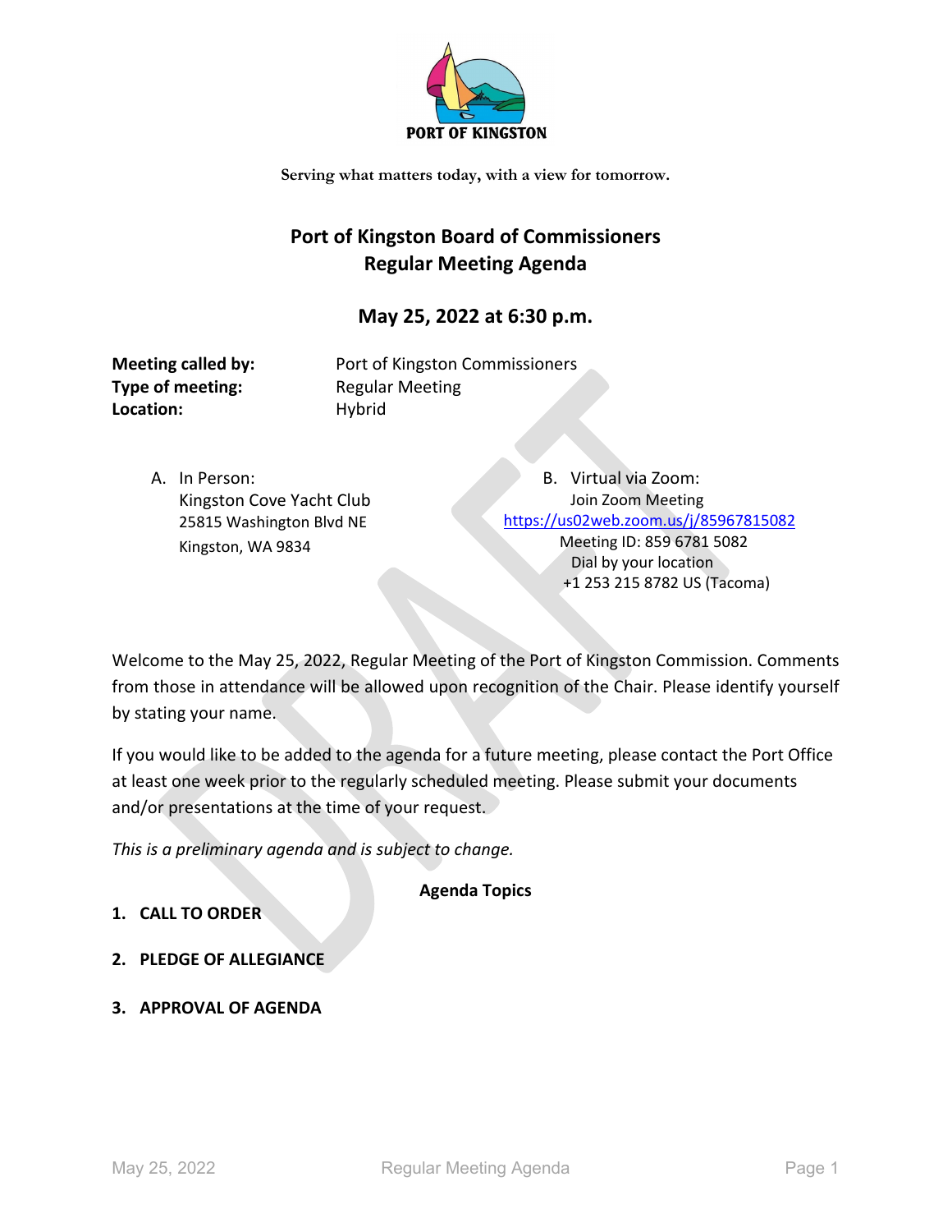PORT OF KINGSTON

Serving what matters today, with a view for tomorrow.

# Port of Kingston Board of Commissioners
# Regular Meeting Agenda

## May 25, 2022 at 6:30 p.m.

**Meeting called by:** Port of Kingston Commissioners
**Type of meeting:** Regular Meeting
**Location:** Hybrid

A. In Person:
Kingston Cove Yacht Club
25815 Washington Blvd NE
Kingston, WA 9834

B. Virtual via Zoom:
Join Zoom Meeting
https://us02web.zoom.us/j/85967815082
Meeting ID: 859 6781 5082
Dial by your location
+1 253 215 8782 US (Tacoma)

Welcome to the May 25, 2022, Regular Meeting of the Port of Kingston Commission. Comments from those in attendance will be allowed upon recognition of the Chair. Please identify yourself by stating your name.

If you would like to be added to the agenda for a future meeting, please contact the Port Office at least one week prior to the regularly scheduled meeting. Please submit your documents and/or presentations at the time of your request.

*This is a preliminary agenda and is subject to change.*

**Agenda Topics**

1. **CALL TO ORDER**

2. **PLEDGE OF ALLEGIANCE**

3. **APPROVAL OF AGENDA**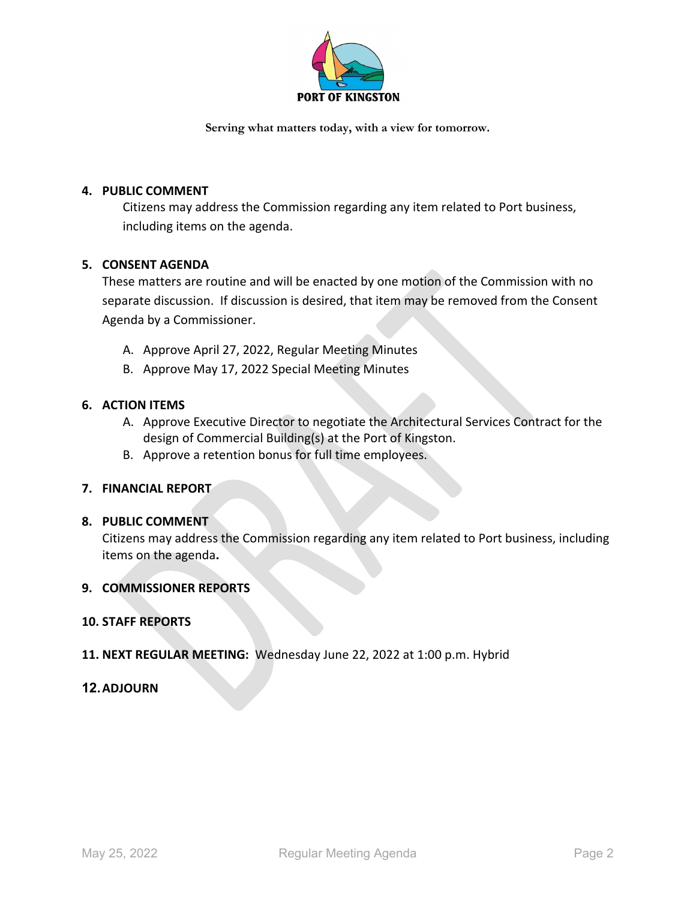**PORT OF KINGSTON**

**Serving what matters today, with a view for tomorrow.**

**4. PUBLIC COMMENT**

Citizens may address the Commission regarding any item related to Port business, including items on the agenda.

**5. CONSENT AGENDA**

These matters are routine and will be enacted by one motion of the Commission with no separate discussion. If discussion is desired, that item may be removed from the Consent Agenda by a Commissioner.

A. Approve April 27, 2022, Regular Meeting Minutes
B. Approve May 17, 2022 Special Meeting Minutes

**6. ACTION ITEMS**

A. Approve Executive Director to negotiate the Architectural Services Contract for the design of Commercial Building(s) at the Port of Kingston.
B. Approve a retention bonus for full time employees.

**7. FINANCIAL REPORT**

**8. PUBLIC COMMENT**

Citizens may address the Commission regarding any item related to Port business, including items on the agenda**.**

**9. COMMISSIONER REPORTS**

**10. STAFF REPORTS**

**11. NEXT REGULAR MEETING:** Wednesday June 22, 2022 at 1:00 p.m. Hybrid

**12. ADJOURN**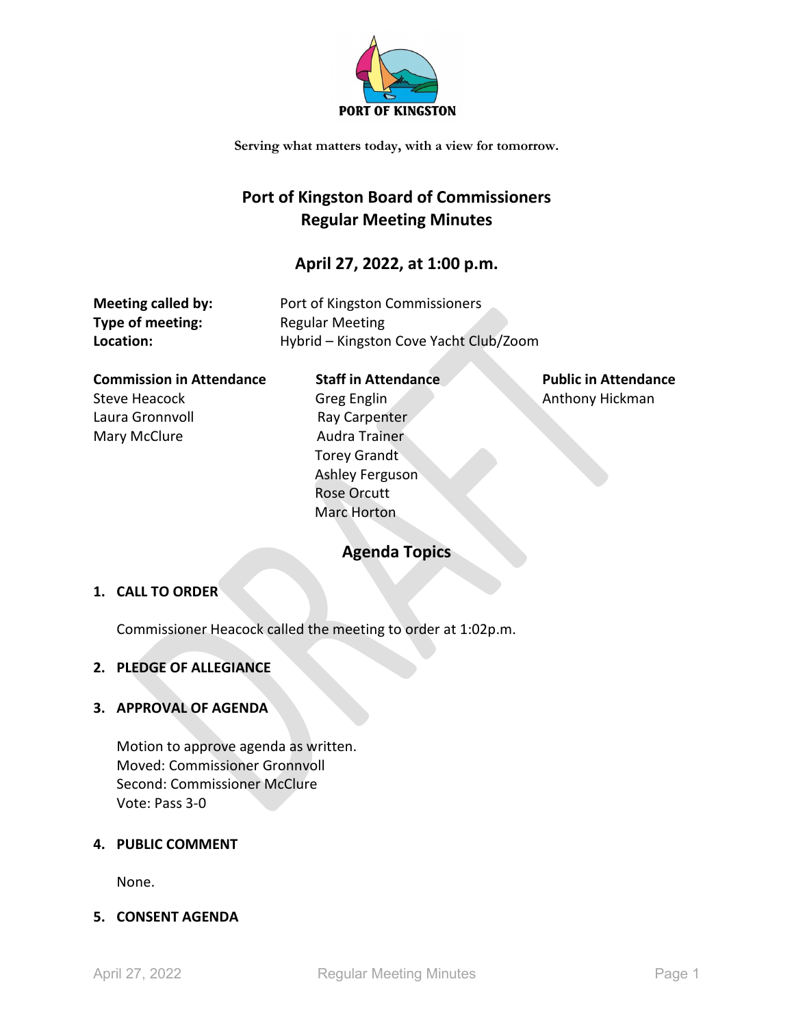PORT OF KINGSTON

Serving what matters today, with a view for tomorrow.

# Port of Kingston Board of Commissioners
# Regular Meeting Minutes

## April 27, 2022, at 1:00 p.m.

**Meeting called by:** Port of Kingston Commissioners
**Type of meeting:** Regular Meeting
**Location:** Hybrid – Kingston Cove Yacht Club/Zoom

| Commission in Attendance | Staff in Attendance | Public in Attendance |
|---|---|---|
| Steve Heacock | Greg Englin | Anthony Hickman |
| Laura Gronnvoll | Ray Carpenter | |
| Mary McClure | Audra Trainer | |
| | Torey Grandt | |
| | Ashley Ferguson | |
| | Rose Orcutt | |
| | Marc Horton | |

## Agenda Topics

### 1. CALL TO ORDER

Commissioner Heacock called the meeting to order at 1:02p.m.

### 2. PLEDGE OF ALLEGIANCE

### 3. APPROVAL OF AGENDA

Motion to approve agenda as written.
Moved: Commissioner Gronnvoll
Second: Commissioner McClure
Vote: Pass 3-0

### 4. PUBLIC COMMENT

None.

### 5. CONSENT AGENDA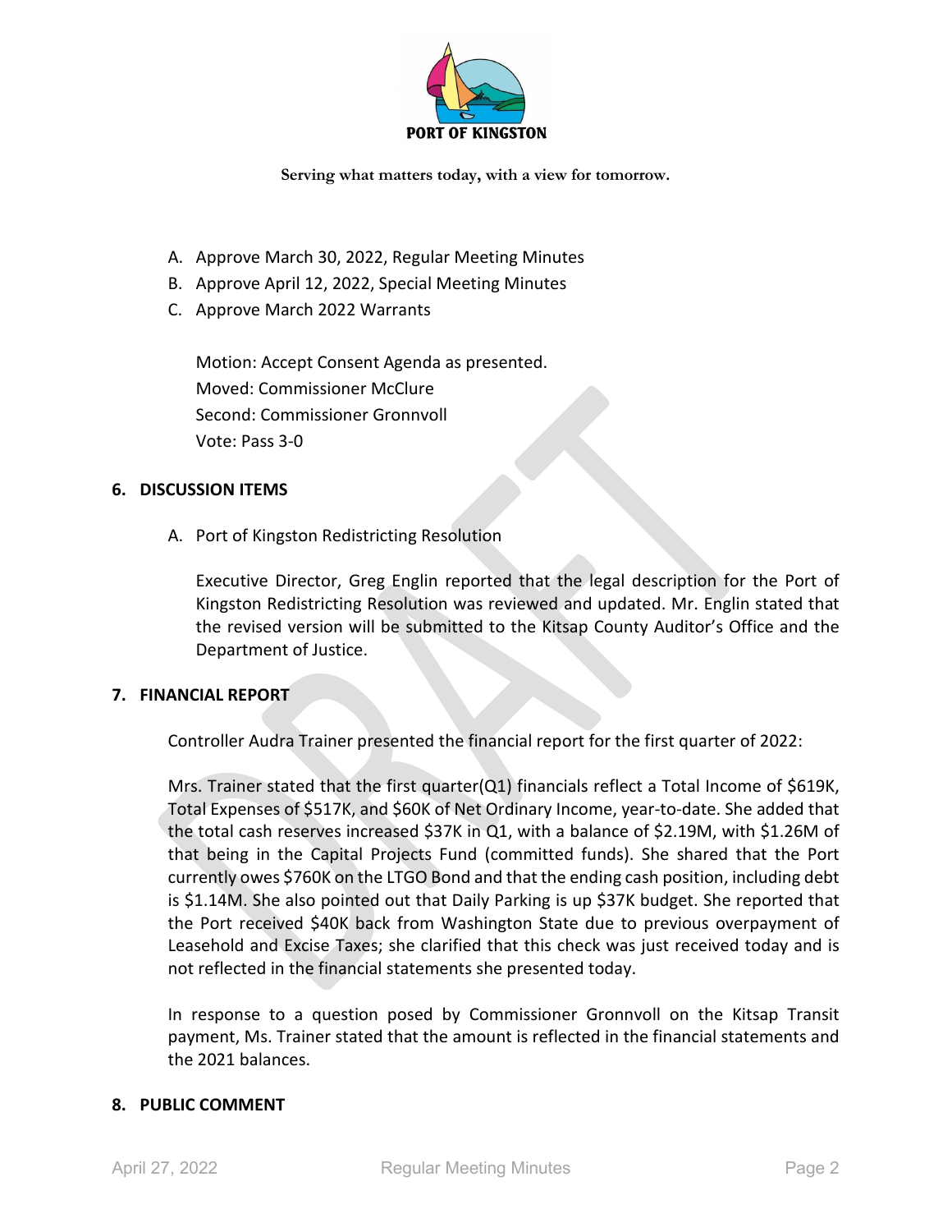A. Approve March 30, 2022, Regular Meeting Minutes
B. Approve April 12, 2022, Special Meeting Minutes
C. Approve March 2022 Warrants

Motion: Accept Consent Agenda as presented.
Moved: Commissioner McClure
Second: Commissioner Gronnvoll
Vote: Pass 3-0

## 6. DISCUSSION ITEMS

A. Port of Kingston Redistricting Resolution

Executive Director, Greg Englin reported that the legal description for the Port of Kingston Redistricting Resolution was reviewed and updated. Mr. Englin stated that the revised version will be submitted to the Kitsap County Auditor's Office and the Department of Justice.

## 7. FINANCIAL REPORT

Controller Audra Trainer presented the financial report for the first quarter of 2022:

Mrs. Trainer stated that the first quarter(Q1) financials reflect a Total Income of $619K, Total Expenses of $517K, and $60K of Net Ordinary Income, year-to-date. She added that the total cash reserves increased $37K in Q1, with a balance of $2.19M, with $1.26M of that being in the Capital Projects Fund (committed funds). She shared that the Port currently owes $760K on the LTGO Bond and that the ending cash position, including debt is $1.14M. She also pointed out that Daily Parking is up $37K budget. She reported that the Port received $40K back from Washington State due to previous overpayment of Leasehold and Excise Taxes; she clarified that this check was just received today and is not reflected in the financial statements she presented today.

In response to a question posed by Commissioner Gronnvoll on the Kitsap Transit payment, Ms. Trainer stated that the amount is reflected in the financial statements and the 2021 balances.

## 8. PUBLIC COMMENT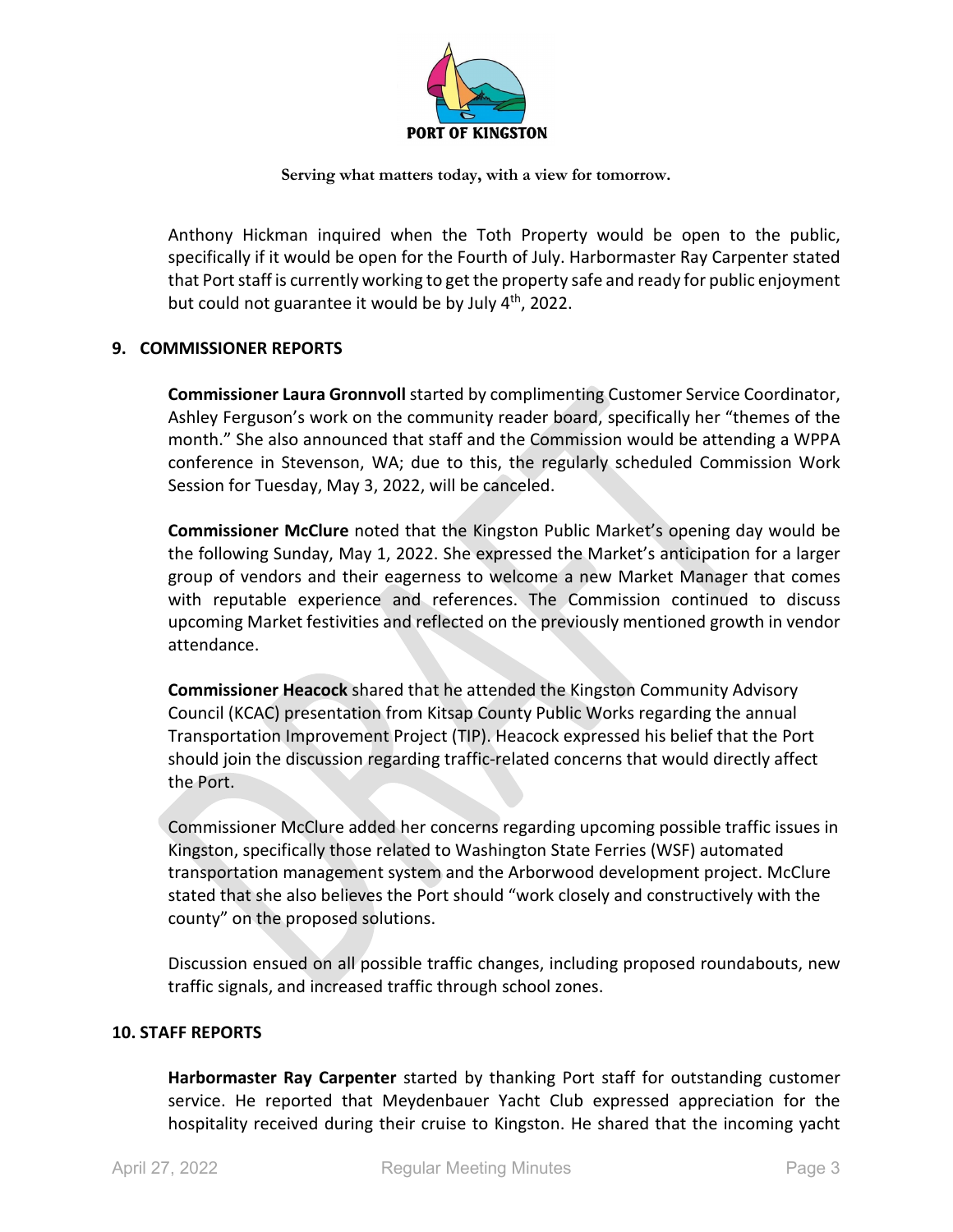Anthony Hickman inquired when the Toth Property would be open to the public, specifically if it would be open for the Fourth of July. Harbormaster Ray Carpenter stated that Port staff is currently working to get the property safe and ready for public enjoyment but could not guarantee it would be by July 4th, 2022.

## 9. COMMISSIONER REPORTS

**Commissioner Laura Gronnvoll** started by complimenting Customer Service Coordinator, Ashley Ferguson's work on the community reader board, specifically her "themes of the month." She also announced that staff and the Commission would be attending a WPPA conference in Stevenson, WA; due to this, the regularly scheduled Commission Work Session for Tuesday, May 3, 2022, will be canceled.

**Commissioner McClure** noted that the Kingston Public Market's opening day would be the following Sunday, May 1, 2022. She expressed the Market's anticipation for a larger group of vendors and their eagerness to welcome a new Market Manager that comes with reputable experience and references. The Commission continued to discuss upcoming Market festivities and reflected on the previously mentioned growth in vendor attendance.

**Commissioner Heacock** shared that he attended the Kingston Community Advisory Council (KCAC) presentation from Kitsap County Public Works regarding the annual Transportation Improvement Project (TIP). Heacock expressed his belief that the Port should join the discussion regarding traffic-related concerns that would directly affect the Port.

Commissioner McClure added her concerns regarding upcoming possible traffic issues in Kingston, specifically those related to Washington State Ferries (WSF) automated transportation management system and the Arborwood development project. McClure stated that she also believes the Port should "work closely and constructively with the county" on the proposed solutions.

Discussion ensued on all possible traffic changes, including proposed roundabouts, new traffic signals, and increased traffic through school zones.

## 10. STAFF REPORTS

**Harbormaster Ray Carpenter** started by thanking Port staff for outstanding customer service. He reported that Meydenbauer Yacht Club expressed appreciation for the hospitality received during their cruise to Kingston. He shared that the incoming yacht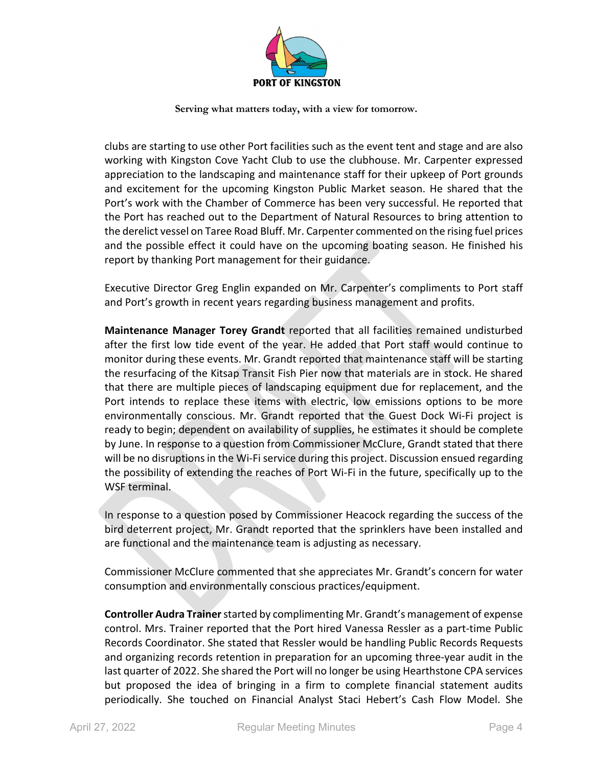clubs are starting to use other Port facilities such as the event tent and stage and are also working with Kingston Cove Yacht Club to use the clubhouse. Mr. Carpenter expressed appreciation to the landscaping and maintenance staff for their upkeep of Port grounds and excitement for the upcoming Kingston Public Market season. He shared that the Port's work with the Chamber of Commerce has been very successful. He reported that the Port has reached out to the Department of Natural Resources to bring attention to the derelict vessel on Taree Road Bluff. Mr. Carpenter commented on the rising fuel prices and the possible effect it could have on the upcoming boating season. He finished his report by thanking Port management for their guidance.

Executive Director Greg Englin expanded on Mr. Carpenter's compliments to Port staff and Port's growth in recent years regarding business management and profits.

**Maintenance Manager Torey Grandt** reported that all facilities remained undisturbed after the first low tide event of the year. He added that Port staff would continue to monitor during these events. Mr. Grandt reported that maintenance staff will be starting the resurfacing of the Kitsap Transit Fish Pier now that materials are in stock. He shared that there are multiple pieces of landscaping equipment due for replacement, and the Port intends to replace these items with electric, low emissions options to be more environmentally conscious. Mr. Grandt reported that the Guest Dock Wi-Fi project is ready to begin; dependent on availability of supplies, he estimates it should be complete by June. In response to a question from Commissioner McClure, Grandt stated that there will be no disruptions in the Wi-Fi service during this project. Discussion ensued regarding the possibility of extending the reaches of Port Wi-Fi in the future, specifically up to the WSF terminal.

In response to a question posed by Commissioner Heacock regarding the success of the bird deterrent project, Mr. Grandt reported that the sprinklers have been installed and are functional and the maintenance team is adjusting as necessary.

Commissioner McClure commented that she appreciates Mr. Grandt's concern for water consumption and environmentally conscious practices/equipment.

**Controller Audra Trainer** started by complimenting Mr. Grandt's management of expense control. Mrs. Trainer reported that the Port hired Vanessa Ressler as a part-time Public Records Coordinator. She stated that Ressler would be handling Public Records Requests and organizing records retention in preparation for an upcoming three-year audit in the last quarter of 2022. She shared the Port will no longer be using Hearthstone CPA services but proposed the idea of bringing in a firm to complete financial statement audits periodically. She touched on Financial Analyst Staci Hebert's Cash Flow Model. She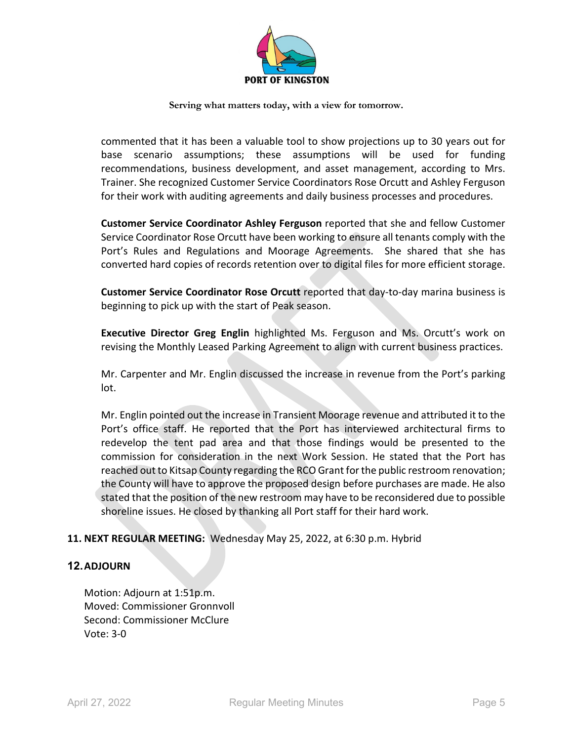commented that it has been a valuable tool to show projections up to 30 years out for base scenario assumptions; these assumptions will be used for funding recommendations, business development, and asset management, according to Mrs. Trainer. She recognized Customer Service Coordinators Rose Orcutt and Ashley Ferguson for their work with auditing agreements and daily business processes and procedures.

**Customer Service Coordinator Ashley Ferguson** reported that she and fellow Customer Service Coordinator Rose Orcutt have been working to ensure all tenants comply with the Port's Rules and Regulations and Moorage Agreements. She shared that she has converted hard copies of records retention over to digital files for more efficient storage.

**Customer Service Coordinator Rose Orcutt** reported that day-to-day marina business is beginning to pick up with the start of Peak season.

**Executive Director Greg Englin** highlighted Ms. Ferguson and Ms. Orcutt's work on revising the Monthly Leased Parking Agreement to align with current business practices.

Mr. Carpenter and Mr. Englin discussed the increase in revenue from the Port's parking lot.

Mr. Englin pointed out the increase in Transient Moorage revenue and attributed it to the Port's office staff. He reported that the Port has interviewed architectural firms to redevelop the tent pad area and that those findings would be presented to the commission for consideration in the next Work Session. He stated that the Port has reached out to Kitsap County regarding the RCO Grant for the public restroom renovation; the County will have to approve the proposed design before purchases are made. He also stated that the position of the new restroom may have to be reconsidered due to possible shoreline issues. He closed by thanking all Port staff for their hard work.

## 11. NEXT REGULAR MEETING: Wednesday May 25, 2022, at 6:30 p.m. Hybrid

## 12. ADJOURN

Motion: Adjourn at 1:51p.m.
Moved: Commissioner Gronnvoll
Second: Commissioner McClure
Vote: 3-0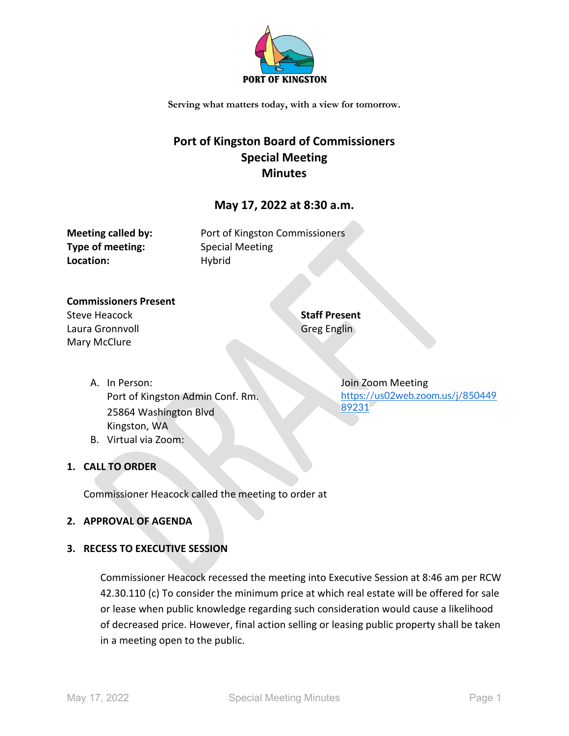PORT OF KINGSTON

Serving what matters today, with a view for tomorrow.

# Port of Kingston Board of Commissioners Special Meeting Minutes

## May 17, 2022 at 8:30 a.m.

**Meeting called by:** Port of Kingston Commissioners
**Type of meeting:** Special Meeting
**Location:** Hybrid

**Commissioners Present**
Steve Heacock
Laura Gronnvoll
Mary McClure

**Staff Present**
Greg Englin

A. In Person:
Port of Kingston Admin Conf. Rm.
25864 Washington Blvd
Kingston, WA
B. Virtual via Zoom:

Join Zoom Meeting
https://us02web.zoom.us/j/85044989231

1. **CALL TO ORDER**

   Commissioner Heacock called the meeting to order at

2. **APPROVAL OF AGENDA**

3. **RECESS TO EXECUTIVE SESSION**

   Commissioner Heacock recessed the meeting into Executive Session at 8:46 am per RCW 42.30.110 (c) To consider the minimum price at which real estate will be offered for sale or lease when public knowledge regarding such consideration would cause a likelihood of decreased price. However, final action selling or leasing public property shall be taken in a meeting open to the public.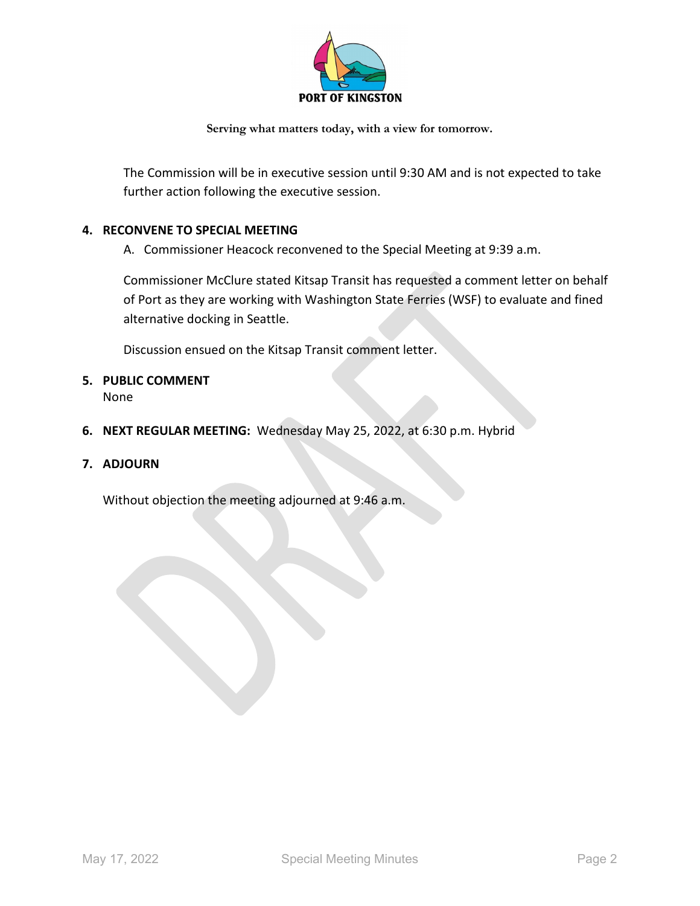The Commission will be in executive session until 9:30 AM and is not expected to take further action following the executive session.

**4. RECONVENE TO SPECIAL MEETING**

A. Commissioner Heacock reconvened to the Special Meeting at 9:39 a.m.

Commissioner McClure stated Kitsap Transit has requested a comment letter on behalf of Port as they are working with Washington State Ferries (WSF) to evaluate and fined alternative docking in Seattle.

Discussion ensued on the Kitsap Transit comment letter.

**5. PUBLIC COMMENT**

None

**6. NEXT REGULAR MEETING:** Wednesday May 25, 2022, at 6:30 p.m. Hybrid

**7. ADJOURN**

Without objection the meeting adjourned at 9:46 a.m.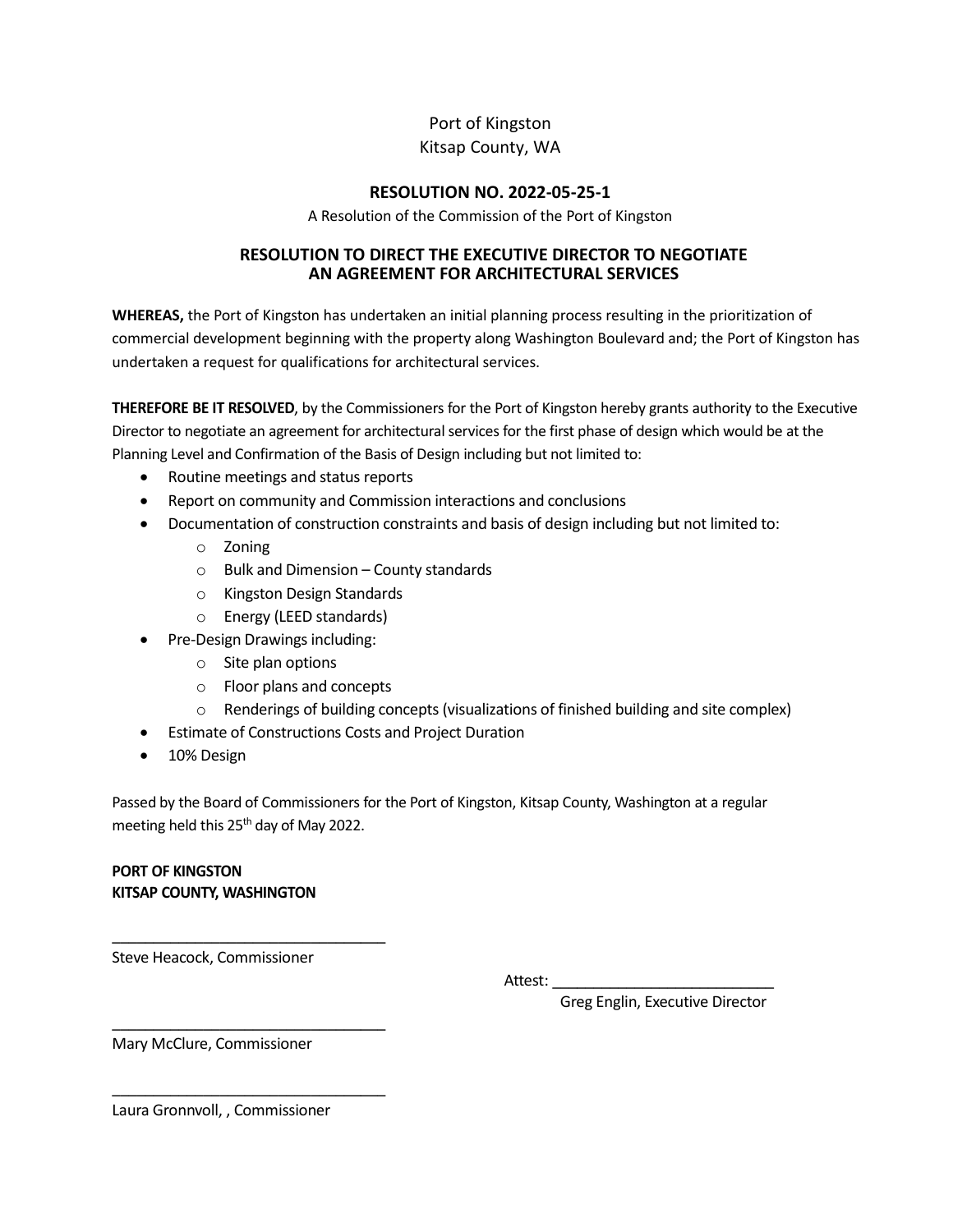Port of Kingston
Kitsap County, WA

## RESOLUTION NO. 2022-05-25-1

A Resolution of the Commission of the Port of Kingston

## RESOLUTION TO DIRECT THE EXECUTIVE DIRECTOR TO NEGOTIATE AN AGREEMENT FOR ARCHITECTURAL SERVICES

**WHEREAS,** the Port of Kingston has undertaken an initial planning process resulting in the prioritization of commercial development beginning with the property along Washington Boulevard and; the Port of Kingston has undertaken a request for qualifications for architectural services.

**THEREFORE BE IT RESOLVED**, by the Commissioners for the Port of Kingston hereby grants authority to the Executive Director to negotiate an agreement for architectural services for the first phase of design which would be at the Planning Level and Confirmation of the Basis of Design including but not limited to:

- Routine meetings and status reports
- Report on community and Commission interactions and conclusions
- Documentation of construction constraints and basis of design including but not limited to:
  - Zoning
  - Bulk and Dimension – County standards
  - Kingston Design Standards
  - Energy (LEED standards)
- Pre-Design Drawings including:
  - Site plan options
  - Floor plans and concepts
  - Renderings of building concepts (visualizations of finished building and site complex)
- Estimate of Constructions Costs and Project Duration
- 10% Design

Passed by the Board of Commissioners for the Port of Kingston, Kitsap County, Washington at a regular meeting held this 25th day of May 2022.

**PORT OF KINGSTON**
**KITSAP COUNTY, WASHINGTON**

_________________________________
Steve Heacock, Commissioner

Attest: __________________________
Greg Englin, Executive Director

_________________________________
Mary McClure, Commissioner

_________________________________
Laura Gronnvoll, , Commissioner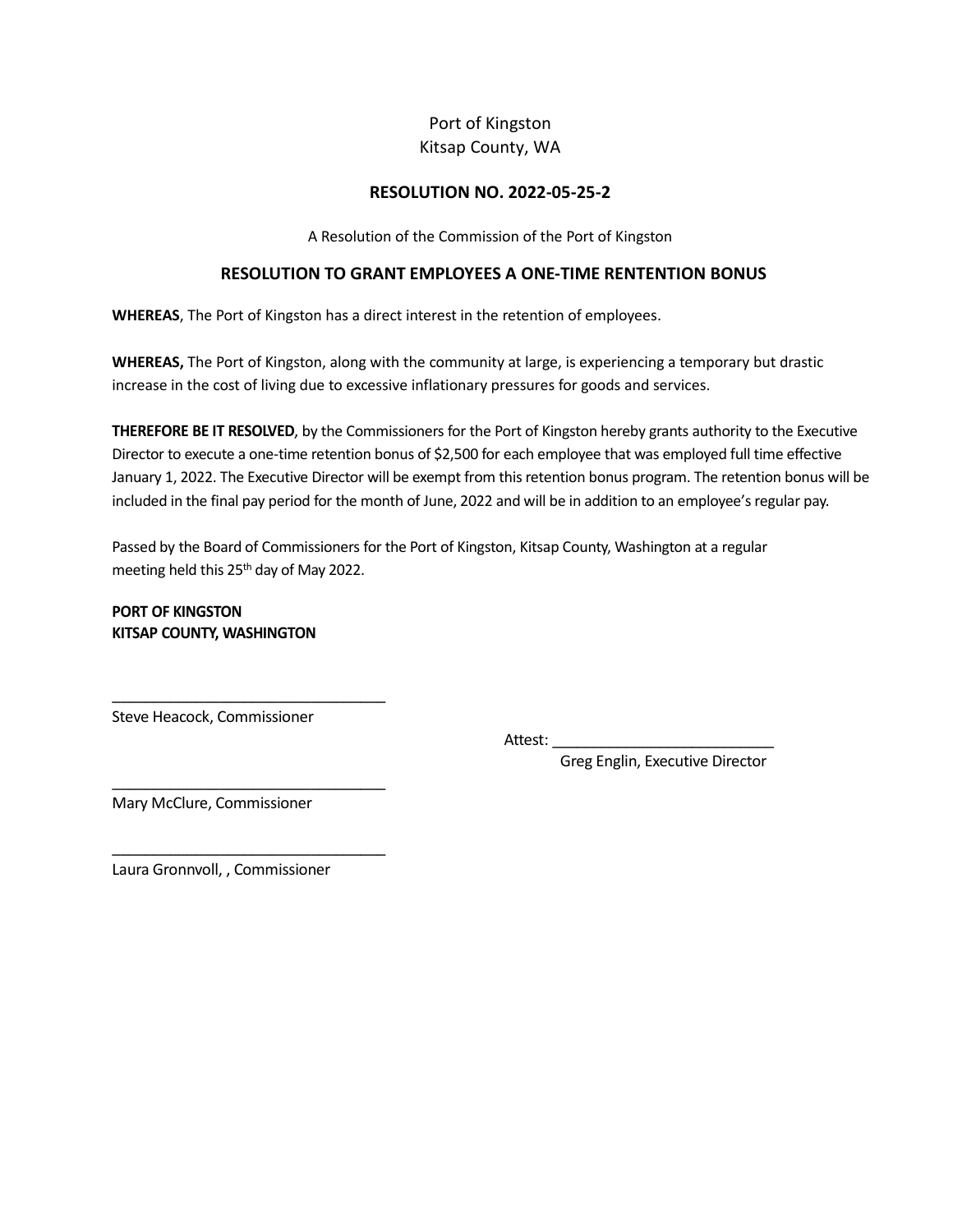Port of Kingston
Kitsap County, WA

## RESOLUTION NO. 2022-05-25-2

A Resolution of the Commission of the Port of Kingston

## RESOLUTION TO GRANT EMPLOYEES A ONE-TIME RENTENTION BONUS

**WHEREAS**, The Port of Kingston has a direct interest in the retention of employees.

**WHEREAS,** The Port of Kingston, along with the community at large, is experiencing a temporary but drastic increase in the cost of living due to excessive inflationary pressures for goods and services.

**THEREFORE BE IT RESOLVED**, by the Commissioners for the Port of Kingston hereby grants authority to the Executive Director to execute a one-time retention bonus of $2,500 for each employee that was employed full time effective January 1, 2022. The Executive Director will be exempt from this retention bonus program. The retention bonus will be included in the final pay period for the month of June, 2022 and will be in addition to an employee's regular pay.

Passed by the Board of Commissioners for the Port of Kingston, Kitsap County, Washington at a regular meeting held this 25th day of May 2022.

**PORT OF KINGSTON**
**KITSAP COUNTY, WASHINGTON**

\_\_\_\_\_\_\_\_\_\_\_\_\_\_\_\_\_\_\_\_\_\_\_\_\_\_\_\_\_\_\_\_\_\_
Steve Heacock, Commissioner

Attest: \_\_\_\_\_\_\_\_\_\_\_\_\_\_\_\_\_\_\_\_\_\_\_\_\_\_\_
Greg Englin, Executive Director

\_\_\_\_\_\_\_\_\_\_\_\_\_\_\_\_\_\_\_\_\_\_\_\_\_\_\_\_\_\_\_\_\_\_
Mary McClure, Commissioner

\_\_\_\_\_\_\_\_\_\_\_\_\_\_\_\_\_\_\_\_\_\_\_\_\_\_\_\_\_\_\_\_\_\_
Laura Gronnvoll, , Commissioner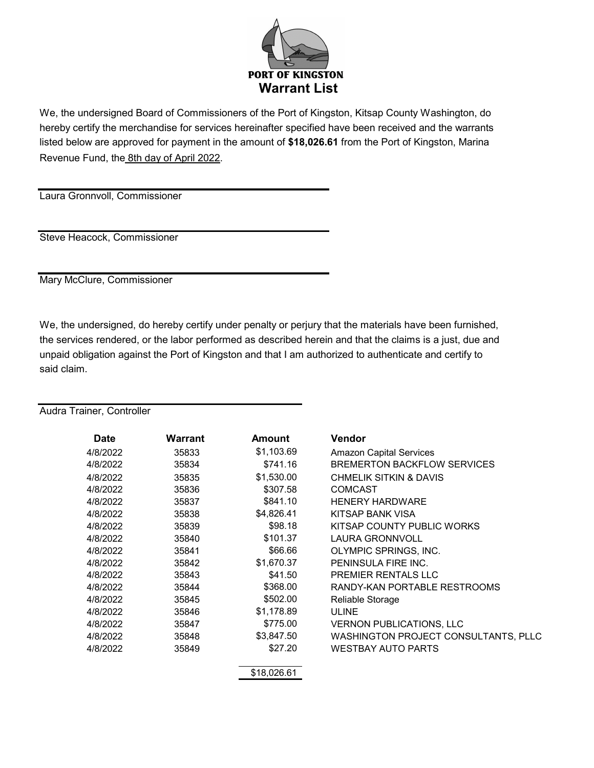# PORT OF KINGSTON

## Warrant List

We, the undersigned Board of Commissioners of the Port of Kingston, Kitsap County Washington, do hereby certify the merchandise for services hereinafter specified have been received and the warrants listed below are approved for payment in the amount of **$18,026.61** from the Port of Kingston, Marina Revenue Fund, the 8th day of April 2022.

Laura Gronnvoll, Commissioner

Steve Heacock, Commissioner

Mary McClure, Commissioner

We, the undersigned, do hereby certify under penalty or perjury that the materials have been furnished, the services rendered, or the labor performed as described herein and that the claims is a just, due and unpaid obligation against the Port of Kingston and that I am authorized to authenticate and certify to said claim.

Audra Trainer, Controller

| Date | Warrant | Amount | Vendor |
|---|---|---|---|
| 4/8/2022 | 35833 | $1,103.69 | Amazon Capital Services |
| 4/8/2022 | 35834 | $741.16 | BREMERTON BACKFLOW SERVICES |
| 4/8/2022 | 35835 | $1,530.00 | CHMELIK SITKIN & DAVIS |
| 4/8/2022 | 35836 | $307.58 | COMCAST |
| 4/8/2022 | 35837 | $841.10 | HENERY HARDWARE |
| 4/8/2022 | 35838 | $4,826.41 | KITSAP BANK VISA |
| 4/8/2022 | 35839 | $98.18 | KITSAP COUNTY PUBLIC WORKS |
| 4/8/2022 | 35840 | $101.37 | LAURA GRONNVOLL |
| 4/8/2022 | 35841 | $66.66 | OLYMPIC SPRINGS, INC. |
| 4/8/2022 | 35842 | $1,670.37 | PENINSULA FIRE INC. |
| 4/8/2022 | 35843 | $41.50 | PREMIER RENTALS LLC |
| 4/8/2022 | 35844 | $368.00 | RANDY-KAN PORTABLE RESTROOMS |
| 4/8/2022 | 35845 | $502.00 | Reliable Storage |
| 4/8/2022 | 35846 | $1,178.89 | ULINE |
| 4/8/2022 | 35847 | $775.00 | VERNON PUBLICATIONS, LLC |
| 4/8/2022 | 35848 | $3,847.50 | WASHINGTON PROJECT CONSULTANTS, PLLC |
| 4/8/2022 | 35849 | $27.20 | WESTBAY AUTO PARTS |
| | | $18,026.61 | |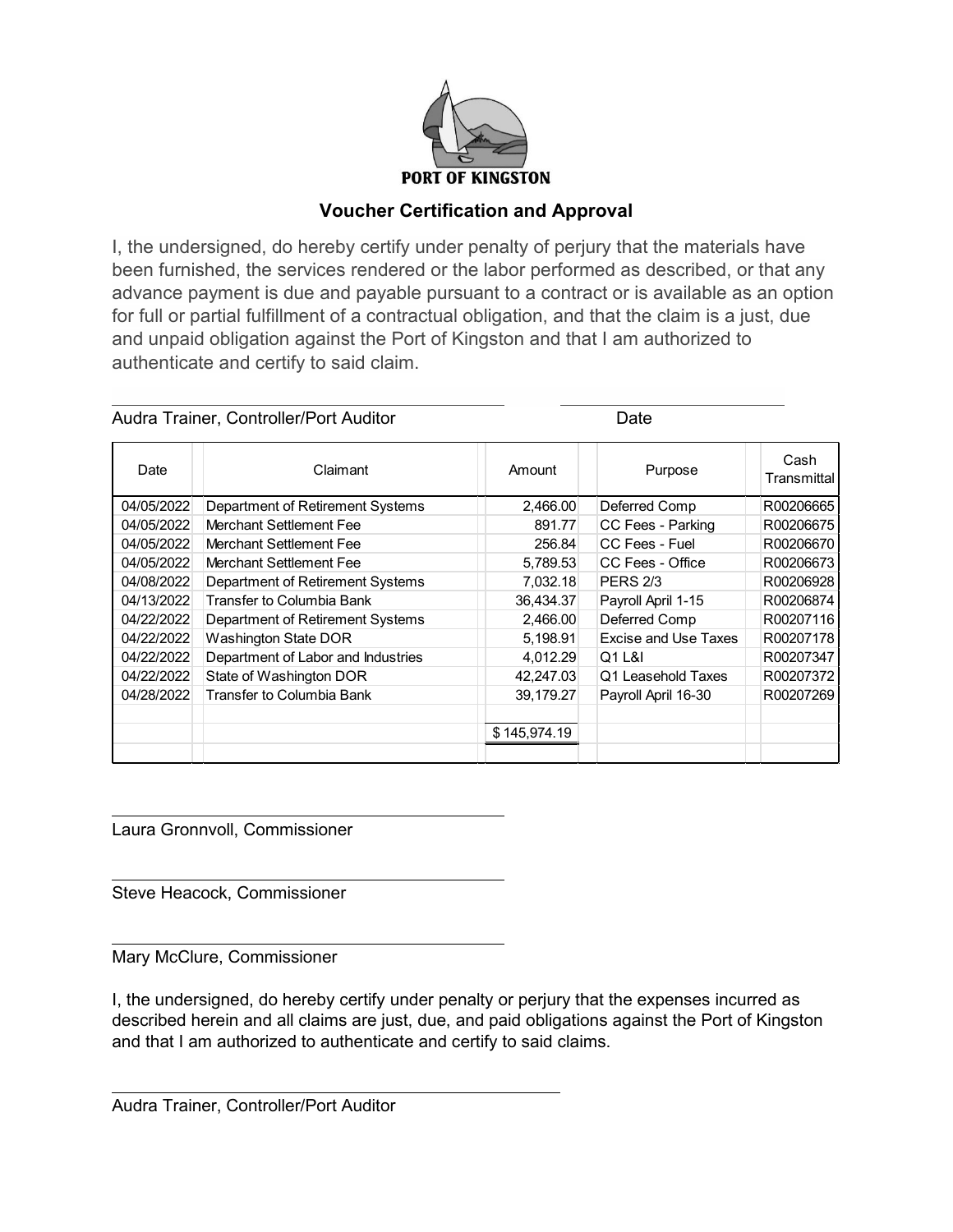**PORT OF KINGSTON**

## Voucher Certification and Approval

I, the undersigned, do hereby certify under penalty of perjury that the materials have been furnished, the services rendered or the labor performed as described, or that any advance payment is due and payable pursuant to a contract or is available as an option for full or partial fulfillment of a contractual obligation, and that the claim is a just, due and unpaid obligation against the Port of Kingston and that I am authorized to authenticate and certify to said claim.

\_\_\_\_\_\_\_\_\_\_\_\_\_\_\_\_\_\_\_\_\_\_\_\_\_\_\_\_\_\_\_\_\_\_\_\_\_\_\_\_ \_\_\_\_\_\_\_\_\_\_\_\_\_\_\_\_\_\_\_\_\_\_

Audra Trainer, Controller/Port Auditor Date

| Date | Claimant | Amount | Purpose | Cash Transmittal |
|---|---|---|---|---|
| 04/05/2022 | Department of Retirement Systems | 2,466.00 | Deferred Comp | R00206665 |
| 04/05/2022 | Merchant Settlement Fee | 891.77 | CC Fees - Parking | R00206675 |
| 04/05/2022 | Merchant Settlement Fee | 256.84 | CC Fees - Fuel | R00206670 |
| 04/05/2022 | Merchant Settlement Fee | 5,789.53 | CC Fees - Office | R00206673 |
| 04/08/2022 | Department of Retirement Systems | 7,032.18 | PERS 2/3 | R00206928 |
| 04/13/2022 | Transfer to Columbia Bank | 36,434.37 | Payroll April 1-15 | R00206874 |
| 04/22/2022 | Department of Retirement Systems | 2,466.00 | Deferred Comp | R00207116 |
| 04/22/2022 | Washington State DOR | 5,198.91 | Excise and Use Taxes | R00207178 |
| 04/22/2022 | Department of Labor and Industries | 4,012.29 | Q1 L&I | R00207347 |
| 04/22/2022 | State of Washington DOR | 42,247.03 | Q1 Leasehold Taxes | R00207372 |
| 04/28/2022 | Transfer to Columbia Bank | 39,179.27 | Payroll April 16-30 | R00207269 |
| | | $ 145,974.19 | | |

\_\_\_\_\_\_\_\_\_\_\_\_\_\_\_\_\_\_\_\_\_\_\_\_\_\_\_\_\_\_\_\_\_\_\_\_\_\_\_\_

Laura Gronnvoll, Commissioner

\_\_\_\_\_\_\_\_\_\_\_\_\_\_\_\_\_\_\_\_\_\_\_\_\_\_\_\_\_\_\_\_\_\_\_\_\_\_\_\_

Steve Heacock, Commissioner

\_\_\_\_\_\_\_\_\_\_\_\_\_\_\_\_\_\_\_\_\_\_\_\_\_\_\_\_\_\_\_\_\_\_\_\_\_\_\_\_

Mary McClure, Commissioner

I, the undersigned, do hereby certify under penalty or perjury that the expenses incurred as described herein and all claims are just, due, and paid obligations against the Port of Kingston and that I am authorized to authenticate and certify to said claims.

\_\_\_\_\_\_\_\_\_\_\_\_\_\_\_\_\_\_\_\_\_\_\_\_\_\_\_\_\_\_\_\_\_\_\_\_\_\_\_\_

Audra Trainer, Controller/Port Auditor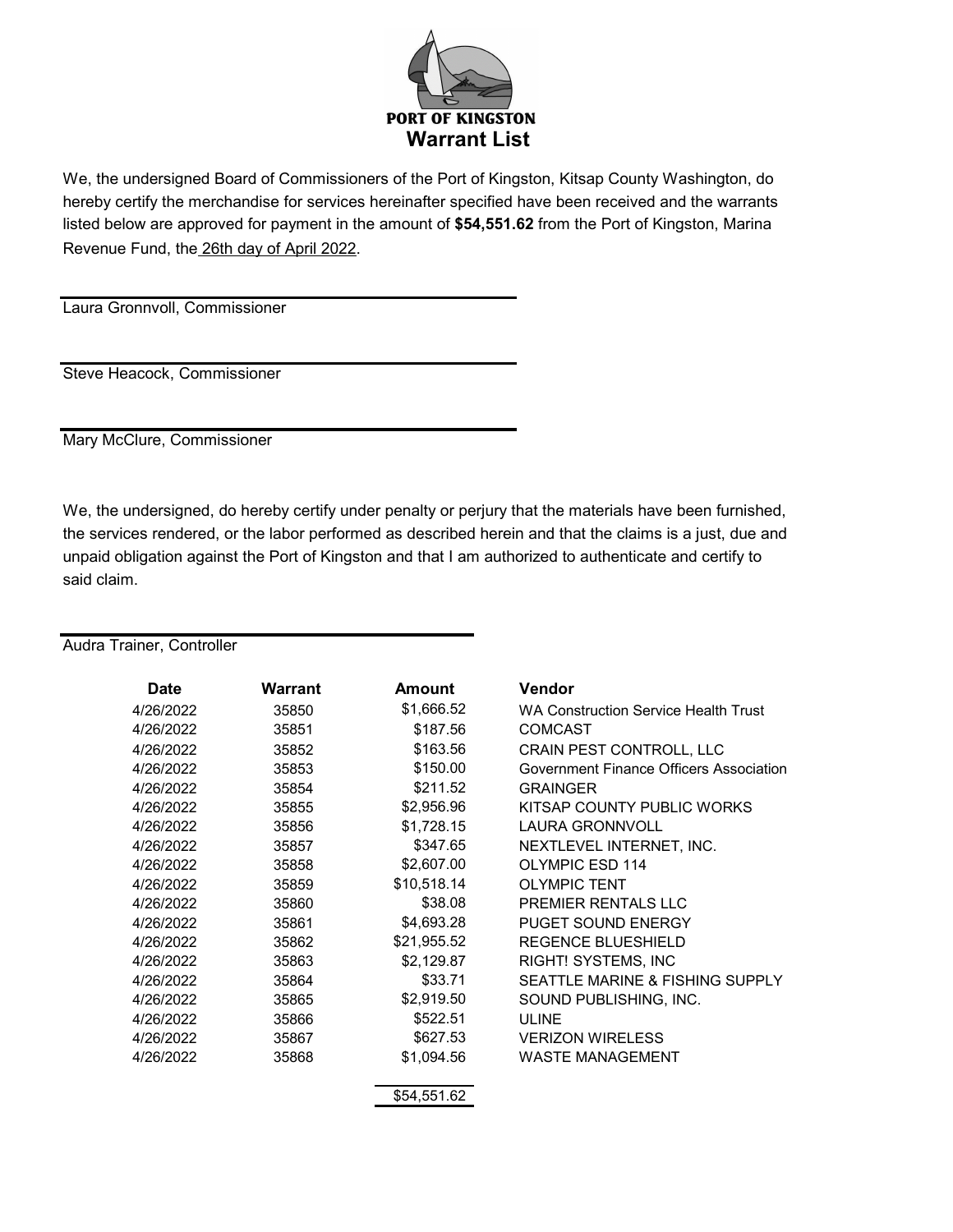**PORT OF KINGSTON**

# Warrant List

We, the undersigned Board of Commissioners of the Port of Kingston, Kitsap County Washington, do hereby certify the merchandise for services hereinafter specified have been received and the warrants listed below are approved for payment in the amount of **$54,551.62** from the Port of Kingston, Marina Revenue Fund, the 26th day of April 2022.

Laura Gronnvoll, Commissioner

Steve Heacock, Commissioner

Mary McClure, Commissioner

We, the undersigned, do hereby certify under penalty or perjury that the materials have been furnished, the services rendered, or the labor performed as described herein and that the claims is a just, due and unpaid obligation against the Port of Kingston and that I am authorized to authenticate and certify to said claim.

Audra Trainer, Controller

| Date | Warrant | Amount | Vendor |
|---|---|---|---|
| 4/26/2022 | 35850 | $1,666.52 | WA Construction Service Health Trust |
| 4/26/2022 | 35851 | $187.56 | COMCAST |
| 4/26/2022 | 35852 | $163.56 | CRAIN PEST CONTROLL, LLC |
| 4/26/2022 | 35853 | $150.00 | Government Finance Officers Association |
| 4/26/2022 | 35854 | $211.52 | GRAINGER |
| 4/26/2022 | 35855 | $2,956.96 | KITSAP COUNTY PUBLIC WORKS |
| 4/26/2022 | 35856 | $1,728.15 | LAURA GRONNVOLL |
| 4/26/2022 | 35857 | $347.65 | NEXTLEVEL INTERNET, INC. |
| 4/26/2022 | 35858 | $2,607.00 | OLYMPIC ESD 114 |
| 4/26/2022 | 35859 | $10,518.14 | OLYMPIC TENT |
| 4/26/2022 | 35860 | $38.08 | PREMIER RENTALS LLC |
| 4/26/2022 | 35861 | $4,693.28 | PUGET SOUND ENERGY |
| 4/26/2022 | 35862 | $21,955.52 | REGENCE BLUESHIELD |
| 4/26/2022 | 35863 | $2,129.87 | RIGHT! SYSTEMS, INC |
| 4/26/2022 | 35864 | $33.71 | SEATTLE MARINE & FISHING SUPPLY |
| 4/26/2022 | 35865 | $2,919.50 | SOUND PUBLISHING, INC. |
| 4/26/2022 | 35866 | $522.51 | ULINE |
| 4/26/2022 | 35867 | $627.53 | VERIZON WIRELESS |
| 4/26/2022 | 35868 | $1,094.56 | WASTE MANAGEMENT |
| | | $54,551.62 | |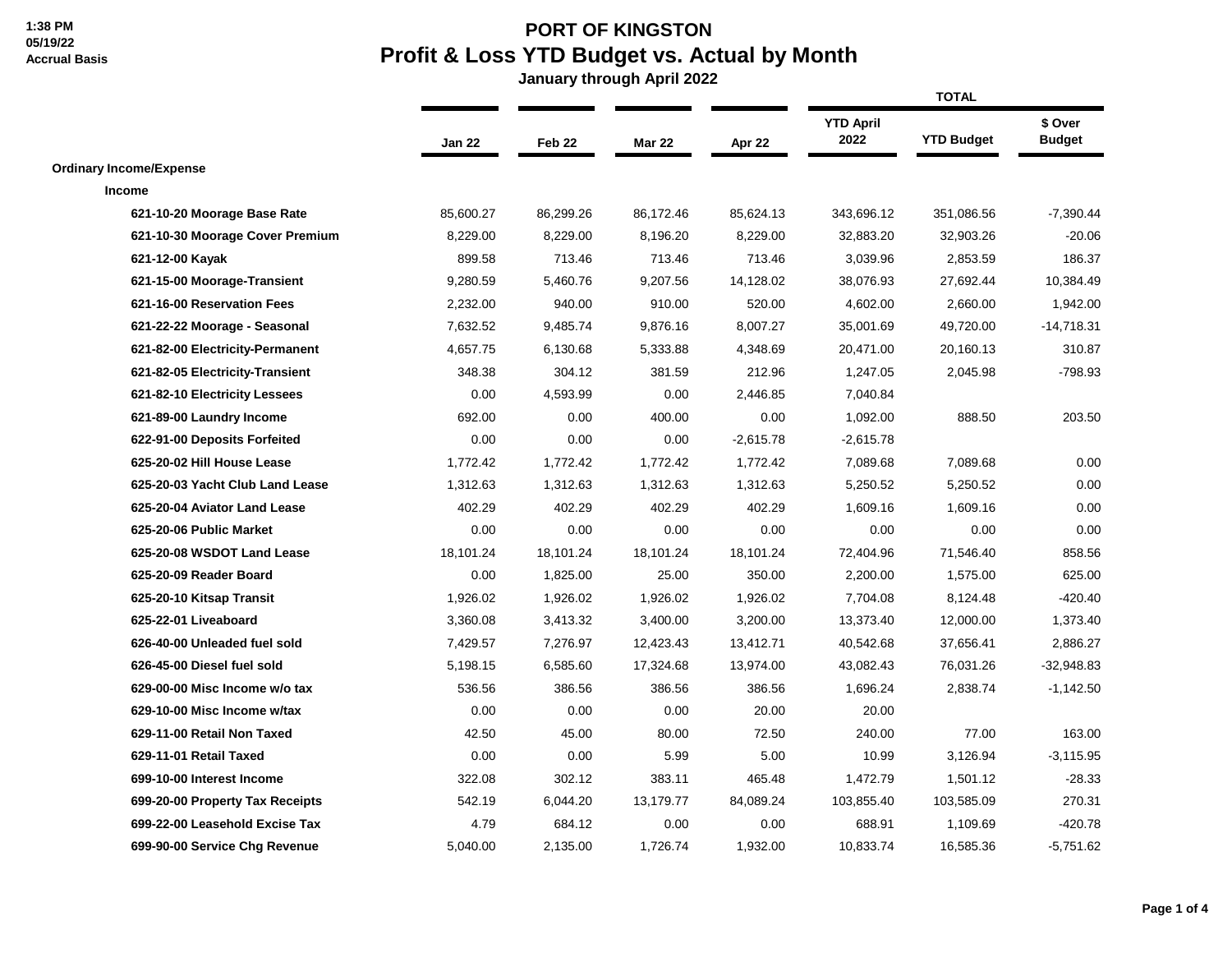1:38 PM
05/19/22
Accrual Basis

# PORT OF KINGSTON
## Profit & Loss YTD Budget vs. Actual by Month
### January through April 2022

| | Jan 22 | Feb 22 | Mar 22 | Apr 22 | TOTAL | | |
|---|---|---|---|---|---|---|---|
| | | | | | YTD April 2022 | YTD Budget | $ Over Budget |
| **Ordinary Income/Expense** | | | | | | | |
| **Income** | | | | | | | |
| **621-10-20 Moorage Base Rate** | 85,600.27 | 86,299.26 | 86,172.46 | 85,624.13 | 343,696.12 | 351,086.56 | -7,390.44 |
| **621-10-30 Moorage Cover Premium** | 8,229.00 | 8,229.00 | 8,196.20 | 8,229.00 | 32,883.20 | 32,903.26 | -20.06 |
| **621-12-00 Kayak** | 899.58 | 713.46 | 713.46 | 713.46 | 3,039.96 | 2,853.59 | 186.37 |
| **621-15-00 Moorage-Transient** | 9,280.59 | 5,460.76 | 9,207.56 | 14,128.02 | 38,076.93 | 27,692.44 | 10,384.49 |
| **621-16-00 Reservation Fees** | 2,232.00 | 940.00 | 910.00 | 520.00 | 4,602.00 | 2,660.00 | 1,942.00 |
| **621-22-22 Moorage - Seasonal** | 7,632.52 | 9,485.74 | 9,876.16 | 8,007.27 | 35,001.69 | 49,720.00 | -14,718.31 |
| **621-82-00 Electricity-Permanent** | 4,657.75 | 6,130.68 | 5,333.88 | 4,348.69 | 20,471.00 | 20,160.13 | 310.87 |
| **621-82-05 Electricity-Transient** | 348.38 | 304.12 | 381.59 | 212.96 | 1,247.05 | 2,045.98 | -798.93 |
| **621-82-10 Electricity Lessees** | 0.00 | 4,593.99 | 0.00 | 2,446.85 | 7,040.84 | | |
| **621-89-00 Laundry Income** | 692.00 | 0.00 | 400.00 | 0.00 | 1,092.00 | 888.50 | 203.50 |
| **622-91-00 Deposits Forfeited** | 0.00 | 0.00 | 0.00 | -2,615.78 | -2,615.78 | | |
| **625-20-02 Hill House Lease** | 1,772.42 | 1,772.42 | 1,772.42 | 1,772.42 | 7,089.68 | 7,089.68 | 0.00 |
| **625-20-03 Yacht Club Land Lease** | 1,312.63 | 1,312.63 | 1,312.63 | 1,312.63 | 5,250.52 | 5,250.52 | 0.00 |
| **625-20-04 Aviator Land Lease** | 402.29 | 402.29 | 402.29 | 402.29 | 1,609.16 | 1,609.16 | 0.00 |
| **625-20-06 Public Market** | 0.00 | 0.00 | 0.00 | 0.00 | 0.00 | 0.00 | 0.00 |
| **625-20-08 WSDOT Land Lease** | 18,101.24 | 18,101.24 | 18,101.24 | 18,101.24 | 72,404.96 | 71,546.40 | 858.56 |
| **625-20-09 Reader Board** | 0.00 | 1,825.00 | 25.00 | 350.00 | 2,200.00 | 1,575.00 | 625.00 |
| **625-20-10 Kitsap Transit** | 1,926.02 | 1,926.02 | 1,926.02 | 1,926.02 | 7,704.08 | 8,124.48 | -420.40 |
| **625-22-01 Liveaboard** | 3,360.08 | 3,413.32 | 3,400.00 | 3,200.00 | 13,373.40 | 12,000.00 | 1,373.40 |
| **626-40-00 Unleaded fuel sold** | 7,429.57 | 7,276.97 | 12,423.43 | 13,412.71 | 40,542.68 | 37,656.41 | 2,886.27 |
| **626-45-00 Diesel fuel sold** | 5,198.15 | 6,585.60 | 17,324.68 | 13,974.00 | 43,082.43 | 76,031.26 | -32,948.83 |
| **629-00-00 Misc Income w/o tax** | 536.56 | 386.56 | 386.56 | 386.56 | 1,696.24 | 2,838.74 | -1,142.50 |
| **629-10-00 Misc Income w/tax** | 0.00 | 0.00 | 0.00 | 20.00 | 20.00 | | |
| **629-11-00 Retail Non Taxed** | 42.50 | 45.00 | 80.00 | 72.50 | 240.00 | 77.00 | 163.00 |
| **629-11-01 Retail Taxed** | 0.00 | 0.00 | 5.99 | 5.00 | 10.99 | 3,126.94 | -3,115.95 |
| **699-10-00 Interest Income** | 322.08 | 302.12 | 383.11 | 465.48 | 1,472.79 | 1,501.12 | -28.33 |
| **699-20-00 Property Tax Receipts** | 542.19 | 6,044.20 | 13,179.77 | 84,089.24 | 103,855.40 | 103,585.09 | 270.31 |
| **699-22-00 Leasehold Excise Tax** | 4.79 | 684.12 | 0.00 | 0.00 | 688.91 | 1,109.69 | -420.78 |
| **699-90-00 Service Chg Revenue** | 5,040.00 | 2,135.00 | 1,726.74 | 1,932.00 | 10,833.74 | 16,585.36 | -5,751.62 |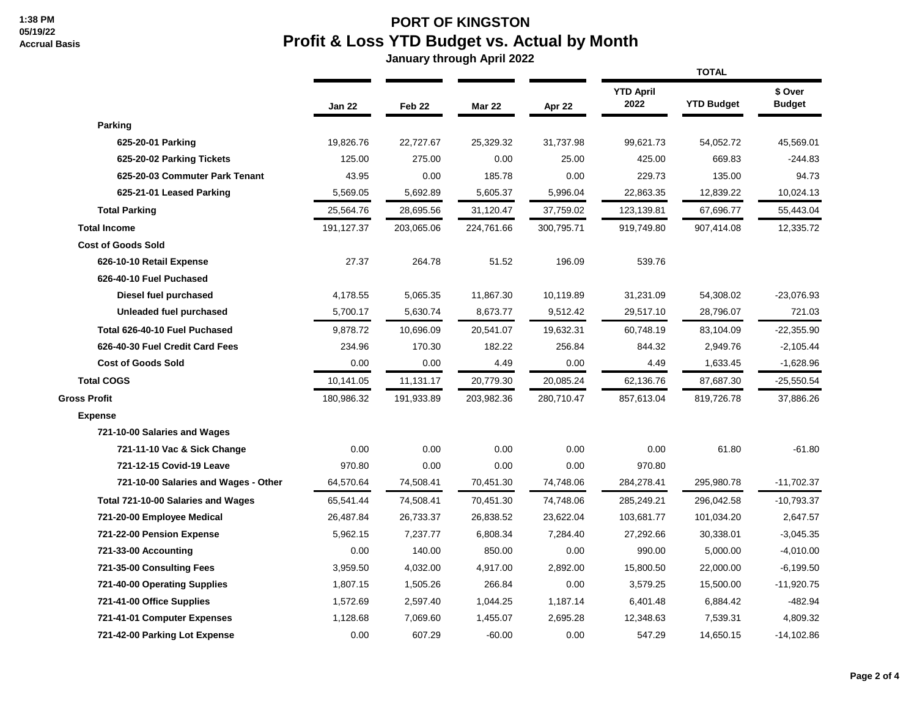**PORT OF KINGSTON**

# Profit & Loss YTD Budget vs. Actual by Month

**January through April 2022**

1:38 PM
05/19/22
Accrual Basis

| | Jan 22 | Feb 22 | Mar 22 | Apr 22 | YTD April 2022 | YTD Budget | $ Over Budget |
|---|---|---|---|---|---|---|---|
| | | | | | TOTAL | | |
| **Parking** | | | | | | | |
| **625-20-01 Parking** | 19,826.76 | 22,727.67 | 25,329.32 | 31,737.98 | 99,621.73 | 54,052.72 | 45,569.01 |
| **625-20-02 Parking Tickets** | 125.00 | 275.00 | 0.00 | 25.00 | 425.00 | 669.83 | -244.83 |
| **625-20-03 Commuter Park Tenant** | 43.95 | 0.00 | 185.78 | 0.00 | 229.73 | 135.00 | 94.73 |
| **625-21-01 Leased Parking** | 5,569.05 | 5,692.89 | 5,605.37 | 5,996.04 | 22,863.35 | 12,839.22 | 10,024.13 |
| **Total Parking** | 25,564.76 | 28,695.56 | 31,120.47 | 37,759.02 | 123,139.81 | 67,696.77 | 55,443.04 |
| **Total Income** | 191,127.37 | 203,065.06 | 224,761.66 | 300,795.71 | 919,749.80 | 907,414.08 | 12,335.72 |
| **Cost of Goods Sold** | | | | | | | |
| **626-10-10 Retail Expense** | 27.37 | 264.78 | 51.52 | 196.09 | 539.76 | | |
| **626-40-10 Fuel Puchased** | | | | | | | |
| **Diesel fuel purchased** | 4,178.55 | 5,065.35 | 11,867.30 | 10,119.89 | 31,231.09 | 54,308.02 | -23,076.93 |
| **Unleaded fuel purchased** | 5,700.17 | 5,630.74 | 8,673.77 | 9,512.42 | 29,517.10 | 28,796.07 | 721.03 |
| **Total 626-40-10 Fuel Puchased** | 9,878.72 | 10,696.09 | 20,541.07 | 19,632.31 | 60,748.19 | 83,104.09 | -22,355.90 |
| **626-40-30 Fuel Credit Card Fees** | 234.96 | 170.30 | 182.22 | 256.84 | 844.32 | 2,949.76 | -2,105.44 |
| **Cost of Goods Sold** | 0.00 | 0.00 | 4.49 | 0.00 | 4.49 | 1,633.45 | -1,628.96 |
| **Total COGS** | 10,141.05 | 11,131.17 | 20,779.30 | 20,085.24 | 62,136.76 | 87,687.30 | -25,550.54 |
| **Gross Profit** | 180,986.32 | 191,933.89 | 203,982.36 | 280,710.47 | 857,613.04 | 819,726.78 | 37,886.26 |
| **Expense** | | | | | | | |
| **721-10-00 Salaries and Wages** | | | | | | | |
| **721-11-10 Vac & Sick Change** | 0.00 | 0.00 | 0.00 | 0.00 | 0.00 | 61.80 | -61.80 |
| **721-12-15 Covid-19 Leave** | 970.80 | 0.00 | 0.00 | 0.00 | 970.80 | | |
| **721-10-00 Salaries and Wages - Other** | 64,570.64 | 74,508.41 | 70,451.30 | 74,748.06 | 284,278.41 | 295,980.78 | -11,702.37 |
| **Total 721-10-00 Salaries and Wages** | 65,541.44 | 74,508.41 | 70,451.30 | 74,748.06 | 285,249.21 | 296,042.58 | -10,793.37 |
| **721-20-00 Employee Medical** | 26,487.84 | 26,733.37 | 26,838.52 | 23,622.04 | 103,681.77 | 101,034.20 | 2,647.57 |
| **721-22-00 Pension Expense** | 5,962.15 | 7,237.77 | 6,808.34 | 7,284.40 | 27,292.66 | 30,338.01 | -3,045.35 |
| **721-33-00 Accounting** | 0.00 | 140.00 | 850.00 | 0.00 | 990.00 | 5,000.00 | -4,010.00 |
| **721-35-00 Consulting Fees** | 3,959.50 | 4,032.00 | 4,917.00 | 2,892.00 | 15,800.50 | 22,000.00 | -6,199.50 |
| **721-40-00 Operating Supplies** | 1,807.15 | 1,505.26 | 266.84 | 0.00 | 3,579.25 | 15,500.00 | -11,920.75 |
| **721-41-00 Office Supplies** | 1,572.69 | 2,597.40 | 1,044.25 | 1,187.14 | 6,401.48 | 6,884.42 | -482.94 |
| **721-41-01 Computer Expenses** | 1,128.68 | 7,069.60 | 1,455.07 | 2,695.28 | 12,348.63 | 7,539.31 | 4,809.32 |
| **721-42-00 Parking Lot Expense** | 0.00 | 607.29 | -60.00 | 0.00 | 547.29 | 14,650.15 | -14,102.86 |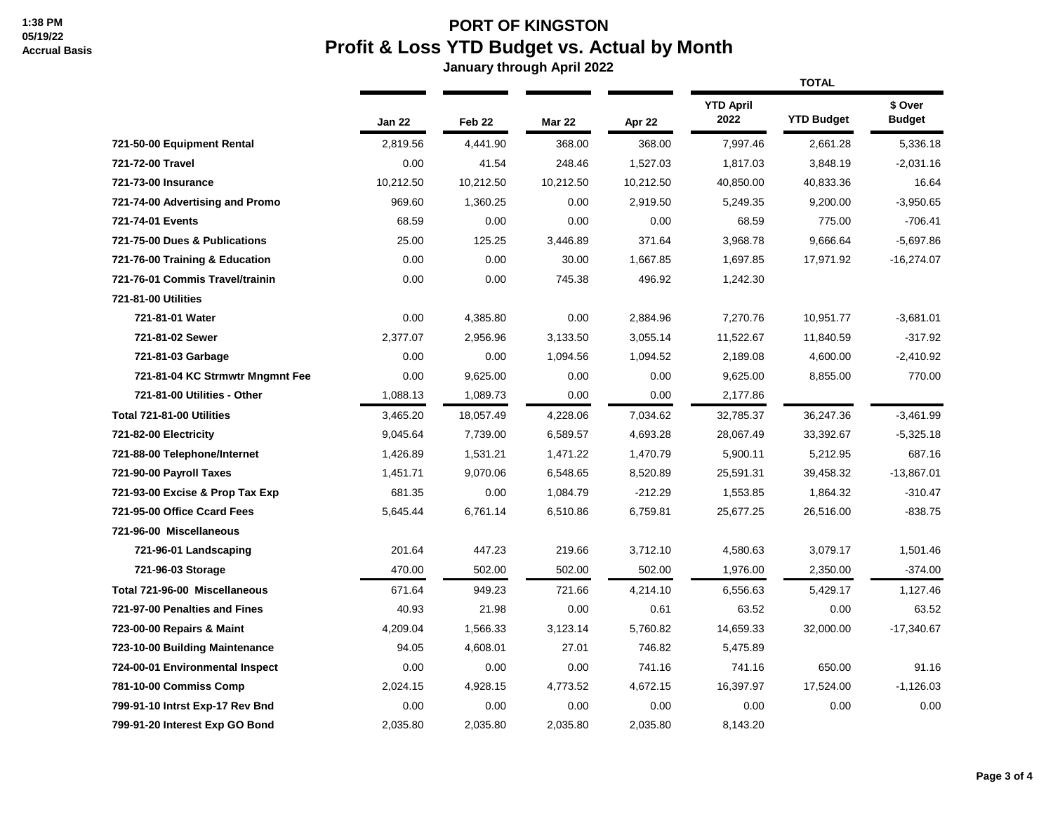1:38 PM
05/19/22
Accrual Basis

# PORT OF KINGSTON
## Profit & Loss YTD Budget vs. Actual by Month
### January through April 2022

| | Jan 22 | Feb 22 | Mar 22 | Apr 22 | TOTAL YTD April 2022 | YTD Budget | $ Over Budget |
|---|---|---|---|---|---|---|---|
| **721-50-00 Equipment Rental** | 2,819.56 | 4,441.90 | 368.00 | 368.00 | 7,997.46 | 2,661.28 | 5,336.18 |
| **721-72-00 Travel** | 0.00 | 41.54 | 248.46 | 1,527.03 | 1,817.03 | 3,848.19 | -2,031.16 |
| **721-73-00 Insurance** | 10,212.50 | 10,212.50 | 10,212.50 | 10,212.50 | 40,850.00 | 40,833.36 | 16.64 |
| **721-74-00 Advertising and Promo** | 969.60 | 1,360.25 | 0.00 | 2,919.50 | 5,249.35 | 9,200.00 | -3,950.65 |
| **721-74-01 Events** | 68.59 | 0.00 | 0.00 | 0.00 | 68.59 | 775.00 | -706.41 |
| **721-75-00 Dues & Publications** | 25.00 | 125.25 | 3,446.89 | 371.64 | 3,968.78 | 9,666.64 | -5,697.86 |
| **721-76-00 Training & Education** | 0.00 | 0.00 | 30.00 | 1,667.85 | 1,697.85 | 17,971.92 | -16,274.07 |
| **721-76-01 Commis Travel/trainin** | 0.00 | 0.00 | 745.38 | 496.92 | 1,242.30 | | |
| **721-81-00 Utilities** | | | | | | | |
| **721-81-01 Water** | 0.00 | 4,385.80 | 0.00 | 2,884.96 | 7,270.76 | 10,951.77 | -3,681.01 |
| **721-81-02 Sewer** | 2,377.07 | 2,956.96 | 3,133.50 | 3,055.14 | 11,522.67 | 11,840.59 | -317.92 |
| **721-81-03 Garbage** | 0.00 | 0.00 | 1,094.56 | 1,094.52 | 2,189.08 | 4,600.00 | -2,410.92 |
| **721-81-04 KC Strmwtr Mngmnt Fee** | 0.00 | 9,625.00 | 0.00 | 0.00 | 9,625.00 | 8,855.00 | 770.00 |
| **721-81-00 Utilities - Other** | 1,088.13 | 1,089.73 | 0.00 | 0.00 | 2,177.86 | | |
| **Total 721-81-00 Utilities** | 3,465.20 | 18,057.49 | 4,228.06 | 7,034.62 | 32,785.37 | 36,247.36 | -3,461.99 |
| **721-82-00 Electricity** | 9,045.64 | 7,739.00 | 6,589.57 | 4,693.28 | 28,067.49 | 33,392.67 | -5,325.18 |
| **721-88-00 Telephone/Internet** | 1,426.89 | 1,531.21 | 1,471.22 | 1,470.79 | 5,900.11 | 5,212.95 | 687.16 |
| **721-90-00 Payroll Taxes** | 1,451.71 | 9,070.06 | 6,548.65 | 8,520.89 | 25,591.31 | 39,458.32 | -13,867.01 |
| **721-93-00 Excise & Prop Tax Exp** | 681.35 | 0.00 | 1,084.79 | -212.29 | 1,553.85 | 1,864.32 | -310.47 |
| **721-95-00 Office Ccard Fees** | 5,645.44 | 6,761.14 | 6,510.86 | 6,759.81 | 25,677.25 | 26,516.00 | -838.75 |
| **721-96-00 Miscellaneous** | | | | | | | |
| **721-96-01 Landscaping** | 201.64 | 447.23 | 219.66 | 3,712.10 | 4,580.63 | 3,079.17 | 1,501.46 |
| **721-96-03 Storage** | 470.00 | 502.00 | 502.00 | 502.00 | 1,976.00 | 2,350.00 | -374.00 |
| **Total 721-96-00 Miscellaneous** | 671.64 | 949.23 | 721.66 | 4,214.10 | 6,556.63 | 5,429.17 | 1,127.46 |
| **721-97-00 Penalties and Fines** | 40.93 | 21.98 | 0.00 | 0.61 | 63.52 | 0.00 | 63.52 |
| **723-00-00 Repairs & Maint** | 4,209.04 | 1,566.33 | 3,123.14 | 5,760.82 | 14,659.33 | 32,000.00 | -17,340.67 |
| **723-10-00 Building Maintenance** | 94.05 | 4,608.01 | 27.01 | 746.82 | 5,475.89 | | |
| **724-00-01 Environmental Inspect** | 0.00 | 0.00 | 0.00 | 741.16 | 741.16 | 650.00 | 91.16 |
| **781-10-00 Commiss Comp** | 2,024.15 | 4,928.15 | 4,773.52 | 4,672.15 | 16,397.97 | 17,524.00 | -1,126.03 |
| **799-91-10 Intrst Exp-17 Rev Bnd** | 0.00 | 0.00 | 0.00 | 0.00 | 0.00 | 0.00 | 0.00 |
| **799-91-20 Interest Exp GO Bond** | 2,035.80 | 2,035.80 | 2,035.80 | 2,035.80 | 8,143.20 | | |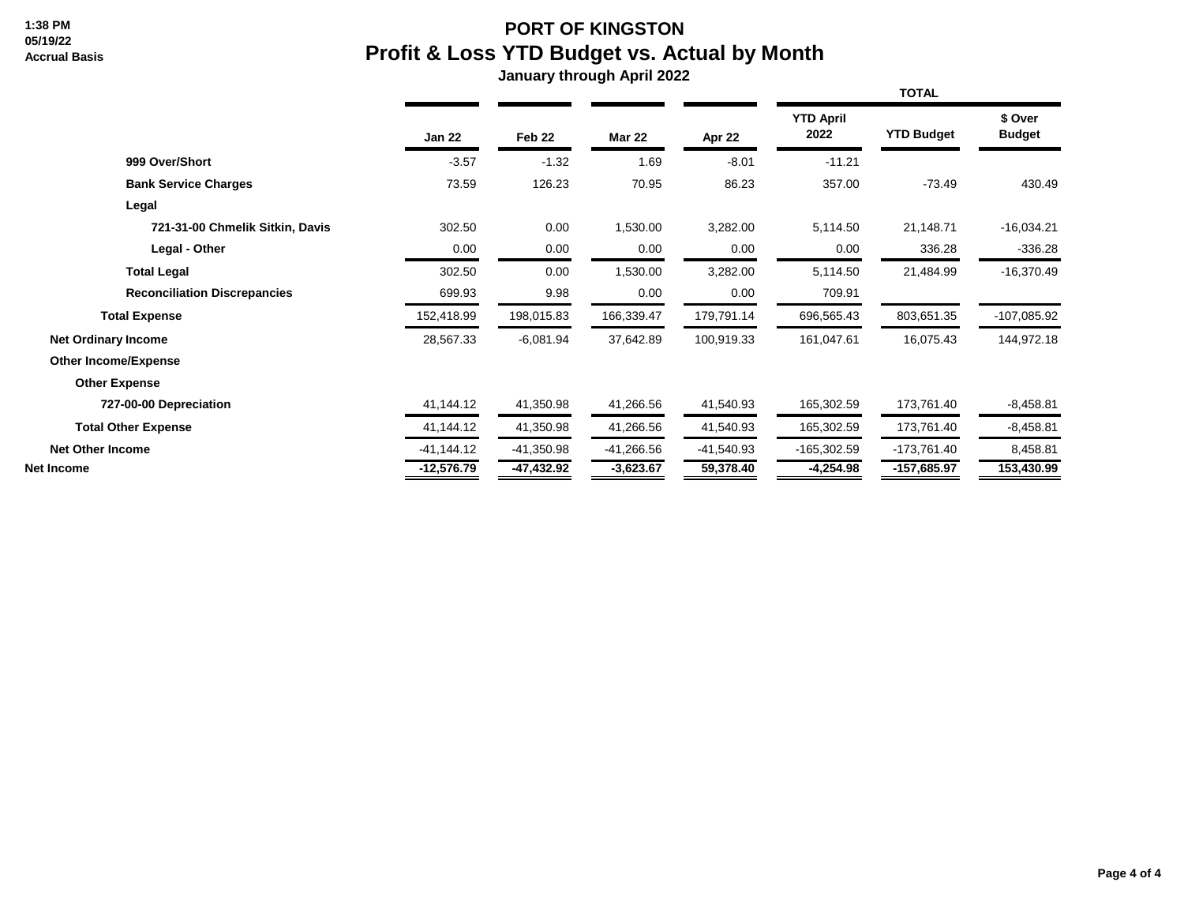# PORT OF KINGSTON

## Profit & Loss YTD Budget vs. Actual by Month

### January through April 2022

1:38 PM
05/19/22
Accrual Basis

| | Jan 22 | Feb 22 | Mar 22 | Apr 22 | YTD April 2022 | YTD Budget | $ Over Budget |
|---|---|---|---|---|---|---|---|
| | | | | | **TOTAL** | | |
| **999 Over/Short** | -3.57 | -1.32 | 1.69 | -8.01 | -11.21 | | |
| **Bank Service Charges** | 73.59 | 126.23 | 70.95 | 86.23 | 357.00 | -73.49 | 430.49 |
| **Legal** | | | | | | | |
| **721-31-00 Chmelik Sitkin, Davis** | 302.50 | 0.00 | 1,530.00 | 3,282.00 | 5,114.50 | 21,148.71 | -16,034.21 |
| **Legal - Other** | 0.00 | 0.00 | 0.00 | 0.00 | 0.00 | 336.28 | -336.28 |
| **Total Legal** | 302.50 | 0.00 | 1,530.00 | 3,282.00 | 5,114.50 | 21,484.99 | -16,370.49 |
| **Reconciliation Discrepancies** | 699.93 | 9.98 | 0.00 | 0.00 | 709.91 | | |
| **Total Expense** | 152,418.99 | 198,015.83 | 166,339.47 | 179,791.14 | 696,565.43 | 803,651.35 | -107,085.92 |
| **Net Ordinary Income** | 28,567.33 | -6,081.94 | 37,642.89 | 100,919.33 | 161,047.61 | 16,075.43 | 144,972.18 |
| **Other Income/Expense** | | | | | | | |
| **Other Expense** | | | | | | | |
| **727-00-00 Depreciation** | 41,144.12 | 41,350.98 | 41,266.56 | 41,540.93 | 165,302.59 | 173,761.40 | -8,458.81 |
| **Total Other Expense** | 41,144.12 | 41,350.98 | 41,266.56 | 41,540.93 | 165,302.59 | 173,761.40 | -8,458.81 |
| **Net Other Income** | -41,144.12 | -41,350.98 | -41,266.56 | -41,540.93 | -165,302.59 | -173,761.40 | 8,458.81 |
| **Net Income** | **-12,576.79** | **-47,432.92** | **-3,623.67** | **59,378.40** | **-4,254.98** | **-157,685.97** | **153,430.99** |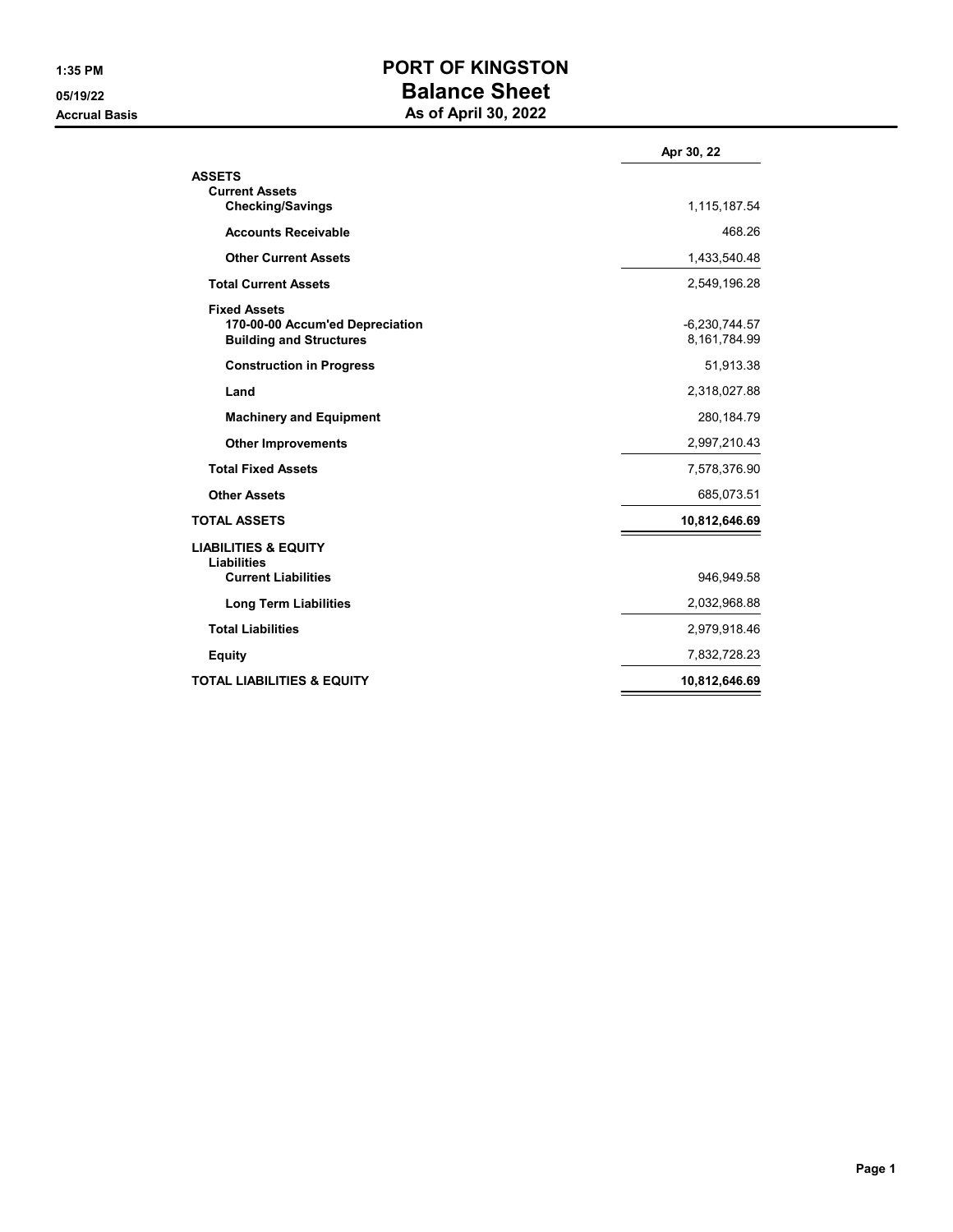# PORT OF KINGSTON

## Balance Sheet

### As of April 30, 2022

1:35 PM
05/19/22
Accrual Basis

| | Apr 30, 22 |
|---|---|
| **ASSETS** | |
| **Current Assets** | |
| **Checking/Savings** | 1,115,187.54 |
| **Accounts Receivable** | 468.26 |
| **Other Current Assets** | 1,433,540.48 |
| **Total Current Assets** | 2,549,196.28 |
| **Fixed Assets** | |
| **170-00-00 Accum'ed Depreciation** | -6,230,744.57 |
| **Building and Structures** | 8,161,784.99 |
| **Construction in Progress** | 51,913.38 |
| **Land** | 2,318,027.88 |
| **Machinery and Equipment** | 280,184.79 |
| **Other Improvements** | 2,997,210.43 |
| **Total Fixed Assets** | 7,578,376.90 |
| **Other Assets** | 685,073.51 |
| **TOTAL ASSETS** | **10,812,646.69** |
| **LIABILITIES & EQUITY** | |
| **Liabilities** | |
| **Current Liabilities** | 946,949.58 |
| **Long Term Liabilities** | 2,032,968.88 |
| **Total Liabilities** | 2,979,918.46 |
| **Equity** | 7,832,728.23 |
| **TOTAL LIABILITIES & EQUITY** | **10,812,646.69** |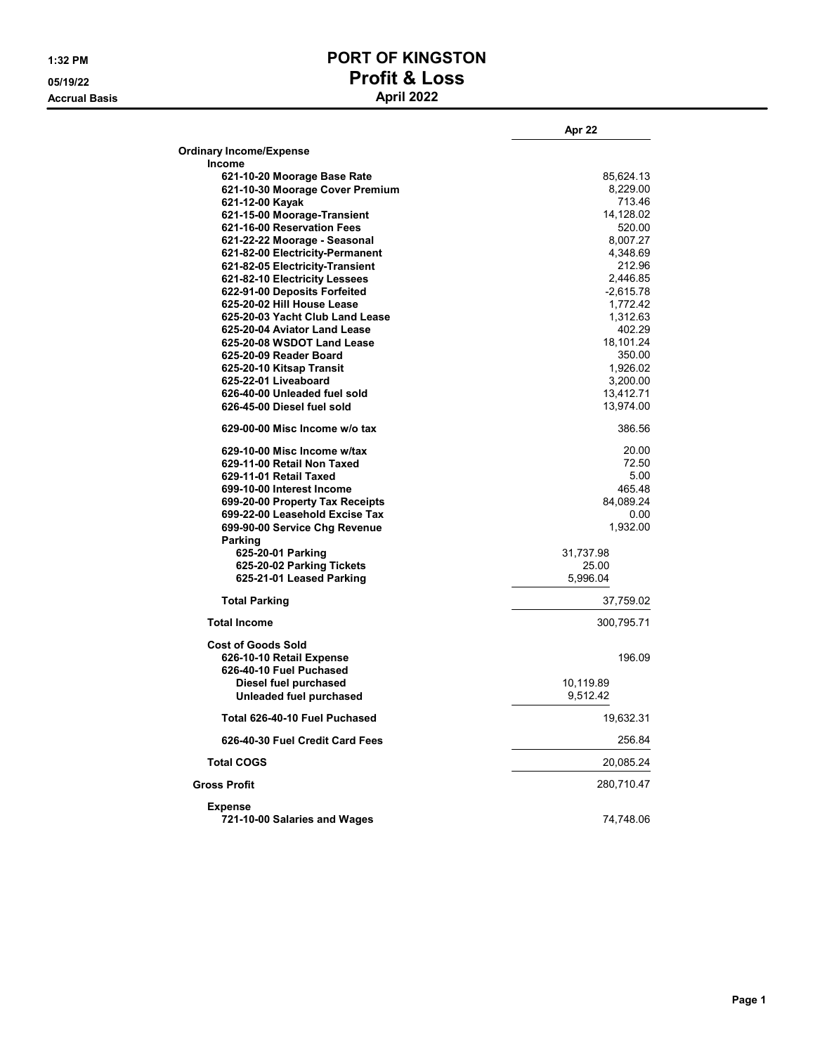# PORT OF KINGSTON
## Profit & Loss
### April 2022

1:32 PM
05/19/22
Accrual Basis

| | | Apr 22 |
|---|---|---|
| **Ordinary Income/Expense** | | |
| **Income** | | |
| 621-10-20 Moorage Base Rate | | 85,624.13 |
| 621-10-30 Moorage Cover Premium | | 8,229.00 |
| 621-12-00 Kayak | | 713.46 |
| 621-15-00 Moorage-Transient | | 14,128.02 |
| 621-16-00 Reservation Fees | | 520.00 |
| 621-22-22 Moorage - Seasonal | | 8,007.27 |
| 621-82-00 Electricity-Permanent | | 4,348.69 |
| 621-82-05 Electricity-Transient | | 212.96 |
| 621-82-10 Electricity Lessees | | 2,446.85 |
| 622-91-00 Deposits Forfeited | | -2,615.78 |
| 625-20-02 Hill House Lease | | 1,772.42 |
| 625-20-03 Yacht Club Land Lease | | 1,312.63 |
| 625-20-04 Aviator Land Lease | | 402.29 |
| 625-20-08 WSDOT Land Lease | | 18,101.24 |
| 625-20-09 Reader Board | | 350.00 |
| 625-20-10 Kitsap Transit | | 1,926.02 |
| 625-22-01 Liveaboard | | 3,200.00 |
| 626-40-00 Unleaded fuel sold | | 13,412.71 |
| 626-45-00 Diesel fuel sold | | 13,974.00 |
| 629-00-00 Misc Income w/o tax | | 386.56 |
| 629-10-00 Misc Income w/tax | | 20.00 |
| 629-11-00 Retail Non Taxed | | 72.50 |
| 629-11-01 Retail Taxed | | 5.00 |
| 699-10-00 Interest Income | | 465.48 |
| 699-20-00 Property Tax Receipts | | 84,089.24 |
| 699-22-00 Leasehold Excise Tax | | 0.00 |
| 699-90-00 Service Chg Revenue | | 1,932.00 |
| **Parking** | | |
| 625-20-01 Parking | 31,737.98 | |
| 625-20-02 Parking Tickets | 25.00 | |
| 625-21-01 Leased Parking | 5,996.04 | |
| **Total Parking** | | 37,759.02 |
| **Total Income** | | 300,795.71 |
| **Cost of Goods Sold** | | |
| 626-10-10 Retail Expense | | 196.09 |
| 626-40-10 Fuel Puchased | | |
| Diesel fuel purchased | 10,119.89 | |
| Unleaded fuel purchased | 9,512.42 | |
| **Total 626-40-10 Fuel Puchased** | | 19,632.31 |
| 626-40-30 Fuel Credit Card Fees | | 256.84 |
| **Total COGS** | | 20,085.24 |
| **Gross Profit** | | 280,710.47 |
| **Expense** | | |
| 721-10-00 Salaries and Wages | | 74,748.06 |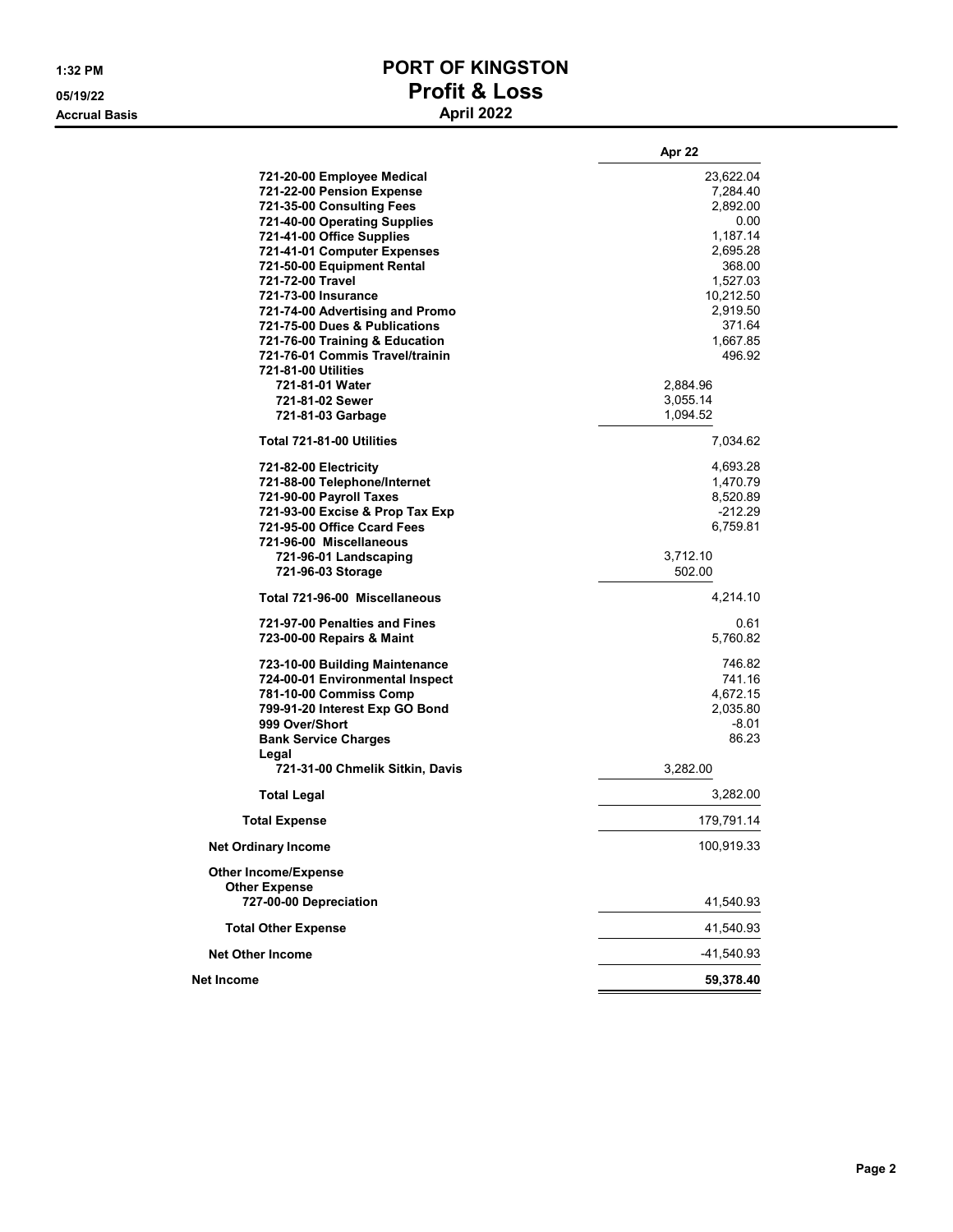# PORT OF KINGSTON
## Profit & Loss
### April 2022

1:32 PM
05/19/22
Accrual Basis

| | | Apr 22 |
|---|---|---|
| 721-20-00 Employee Medical | | 23,622.04 |
| 721-22-00 Pension Expense | | 7,284.40 |
| 721-35-00 Consulting Fees | | 2,892.00 |
| 721-40-00 Operating Supplies | | 0.00 |
| 721-41-00 Office Supplies | | 1,187.14 |
| 721-41-01 Computer Expenses | | 2,695.28 |
| 721-50-00 Equipment Rental | | 368.00 |
| 721-72-00 Travel | | 1,527.03 |
| 721-73-00 Insurance | | 10,212.50 |
| 721-74-00 Advertising and Promo | | 2,919.50 |
| 721-75-00 Dues & Publications | | 371.64 |
| 721-76-00 Training & Education | | 1,667.85 |
| 721-76-01 Commis Travel/trainin | | 496.92 |
| 721-81-00 Utilities | | |
| 721-81-01 Water | 2,884.96 | |
| 721-81-02 Sewer | 3,055.14 | |
| 721-81-03 Garbage | 1,094.52 | |
| Total 721-81-00 Utilities | | 7,034.62 |
| 721-82-00 Electricity | | 4,693.28 |
| 721-88-00 Telephone/Internet | | 1,470.79 |
| 721-90-00 Payroll Taxes | | 8,520.89 |
| 721-93-00 Excise & Prop Tax Exp | | -212.29 |
| 721-95-00 Office Ccard Fees | | 6,759.81 |
| 721-96-00 Miscellaneous | | |
| 721-96-01 Landscaping | 3,712.10 | |
| 721-96-03 Storage | 502.00 | |
| Total 721-96-00 Miscellaneous | | 4,214.10 |
| 721-97-00 Penalties and Fines | | 0.61 |
| 723-00-00 Repairs & Maint | | 5,760.82 |
| 723-10-00 Building Maintenance | | 746.82 |
| 724-00-01 Environmental Inspect | | 741.16 |
| 781-10-00 Commiss Comp | | 4,672.15 |
| 799-91-20 Interest Exp GO Bond | | 2,035.80 |
| 999 Over/Short | | -8.01 |
| Bank Service Charges | | 86.23 |
| Legal | | |
| 721-31-00 Chmelik Sitkin, Davis | 3,282.00 | |
| Total Legal | | 3,282.00 |
| Total Expense | | 179,791.14 |
| Net Ordinary Income | | 100,919.33 |
| Other Income/Expense | | |
| Other Expense | | |
| 727-00-00 Depreciation | | 41,540.93 |
| Total Other Expense | | 41,540.93 |
| Net Other Income | | -41,540.93 |
| **Net Income** | | **59,378.40** |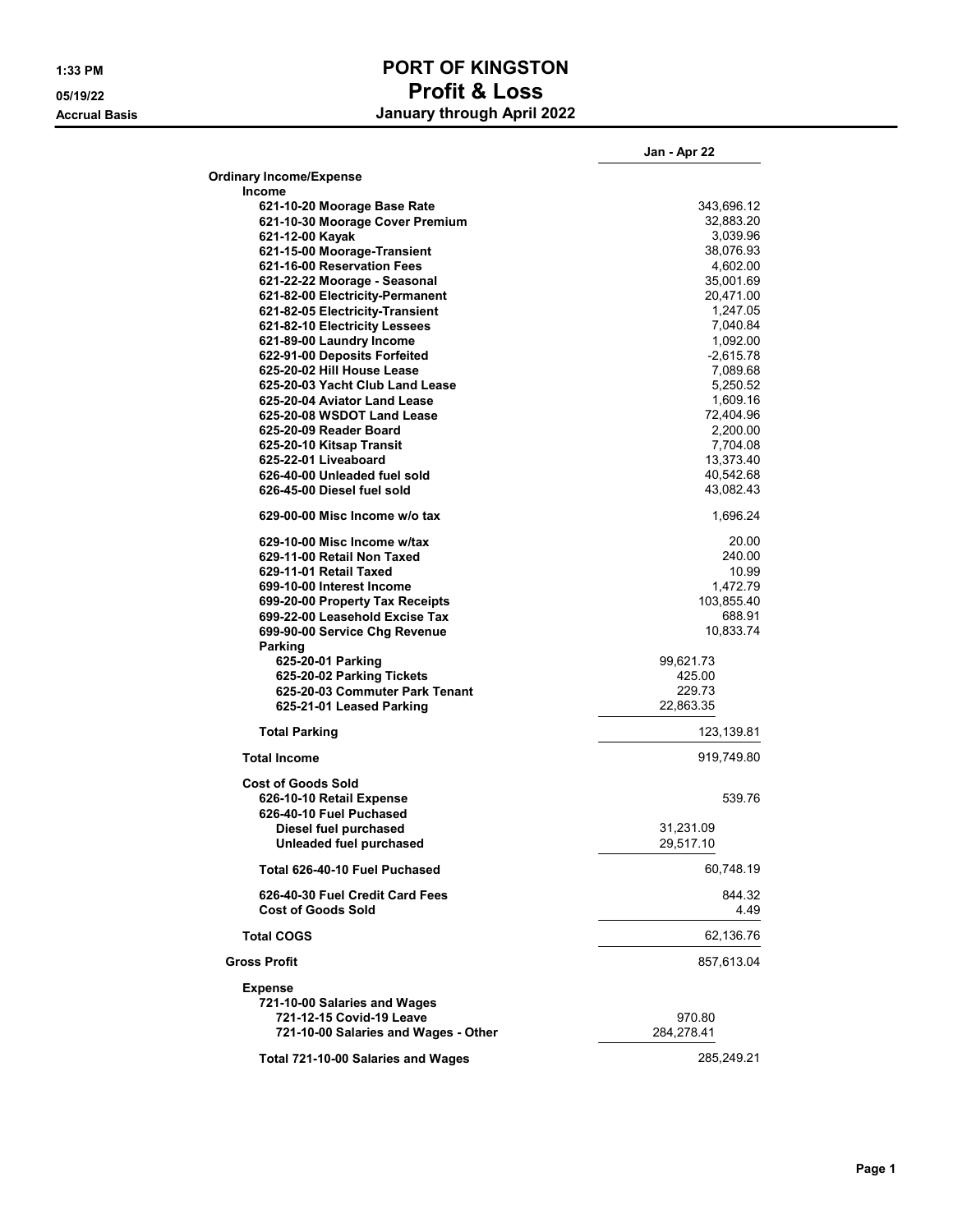# PORT OF KINGSTON
## Profit & Loss
### January through April 2022

1:33 PM
05/19/22
Accrual Basis

| | | Jan - Apr 22 |
|---|---|---|
| **Ordinary Income/Expense** | | |
| **Income** | | |
| 621-10-20 Moorage Base Rate | | 343,696.12 |
| 621-10-30 Moorage Cover Premium | | 32,883.20 |
| 621-12-00 Kayak | | 3,039.96 |
| 621-15-00 Moorage-Transient | | 38,076.93 |
| 621-16-00 Reservation Fees | | 4,602.00 |
| 621-22-22 Moorage - Seasonal | | 35,001.69 |
| 621-82-00 Electricity-Permanent | | 20,471.00 |
| 621-82-05 Electricity-Transient | | 1,247.05 |
| 621-82-10 Electricity Lessees | | 7,040.84 |
| 621-89-00 Laundry Income | | 1,092.00 |
| 622-91-00 Deposits Forfeited | | -2,615.78 |
| 625-20-02 Hill House Lease | | 7,089.68 |
| 625-20-03 Yacht Club Land Lease | | 5,250.52 |
| 625-20-04 Aviator Land Lease | | 1,609.16 |
| 625-20-08 WSDOT Land Lease | | 72,404.96 |
| 625-20-09 Reader Board | | 2,200.00 |
| 625-20-10 Kitsap Transit | | 7,704.08 |
| 625-22-01 Liveaboard | | 13,373.40 |
| 626-40-00 Unleaded fuel sold | | 40,542.68 |
| 626-45-00 Diesel fuel sold | | 43,082.43 |
| 629-00-00 Misc Income w/o tax | | 1,696.24 |
| 629-10-00 Misc Income w/tax | | 20.00 |
| 629-11-00 Retail Non Taxed | | 240.00 |
| 629-11-01 Retail Taxed | | 10.99 |
| 699-10-00 Interest Income | | 1,472.79 |
| 699-20-00 Property Tax Receipts | | 103,855.40 |
| 699-22-00 Leasehold Excise Tax | | 688.91 |
| 699-90-00 Service Chg Revenue | | 10,833.74 |
| **Parking** | | |
| 625-20-01 Parking | 99,621.73 | |
| 625-20-02 Parking Tickets | 425.00 | |
| 625-20-03 Commuter Park Tenant | 229.73 | |
| 625-21-01 Leased Parking | 22,863.35 | |
| **Total Parking** | | 123,139.81 |
| **Total Income** | | 919,749.80 |
| **Cost of Goods Sold** | | |
| 626-10-10 Retail Expense | | 539.76 |
| 626-40-10 Fuel Puchased | | |
| Diesel fuel purchased | 31,231.09 | |
| Unleaded fuel purchased | 29,517.10 | |
| **Total 626-40-10 Fuel Puchased** | | 60,748.19 |
| 626-40-30 Fuel Credit Card Fees | | 844.32 |
| Cost of Goods Sold | | 4.49 |
| **Total COGS** | | 62,136.76 |
| **Gross Profit** | | 857,613.04 |
| **Expense** | | |
| 721-10-00 Salaries and Wages | | |
| 721-12-15 Covid-19 Leave | 970.80 | |
| 721-10-00 Salaries and Wages - Other | 284,278.41 | |
| **Total 721-10-00 Salaries and Wages** | | 285,249.21 |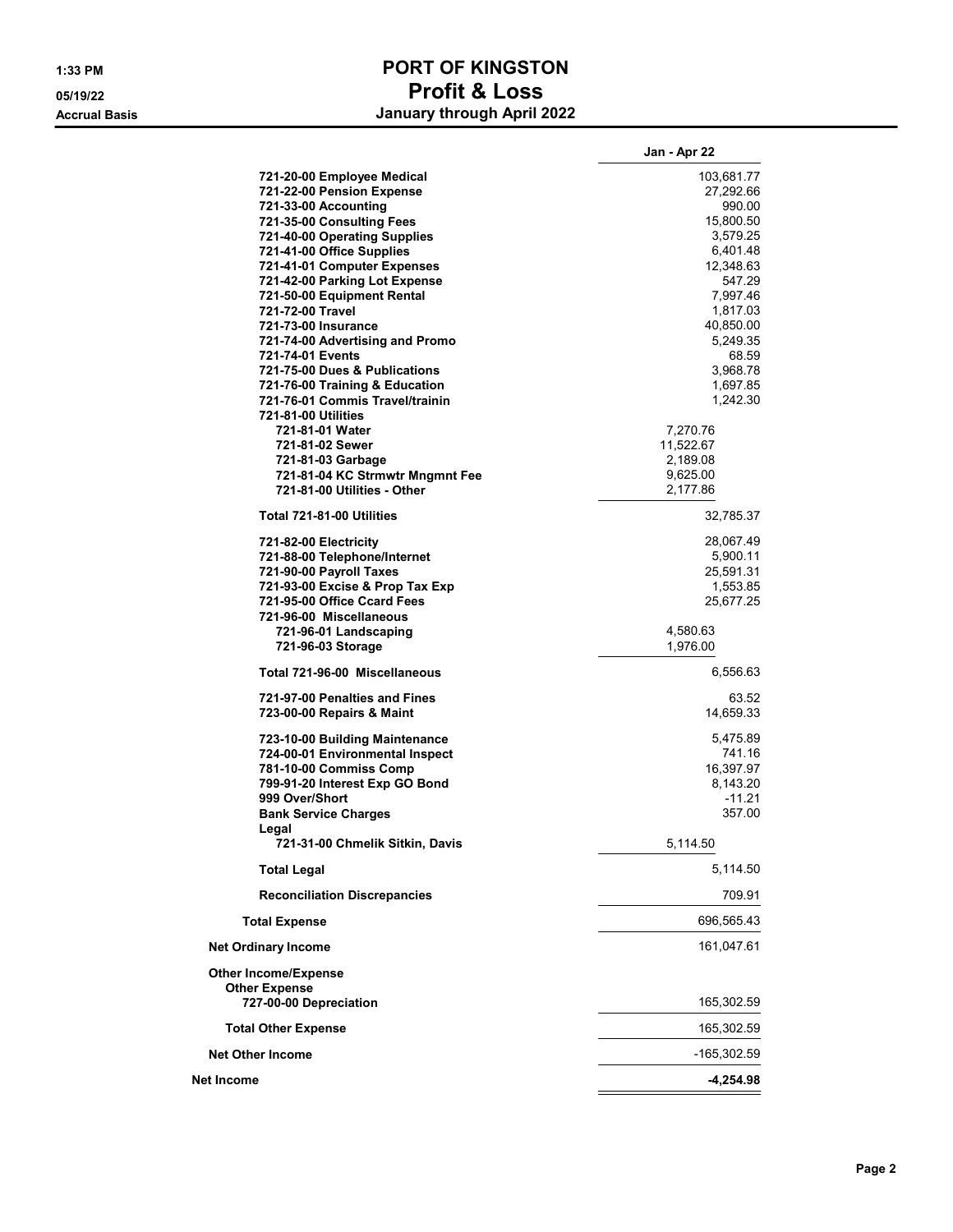# PORT OF KINGSTON

## Profit & Loss

**January through April 2022**

1:33 PM
05/19/22
Accrual Basis

| | | Jan - Apr 22 |
|---|---|---|
| 721-20-00 Employee Medical | | 103,681.77 |
| 721-22-00 Pension Expense | | 27,292.66 |
| 721-33-00 Accounting | | 990.00 |
| 721-35-00 Consulting Fees | | 15,800.50 |
| 721-40-00 Operating Supplies | | 3,579.25 |
| 721-41-00 Office Supplies | | 6,401.48 |
| 721-41-01 Computer Expenses | | 12,348.63 |
| 721-42-00 Parking Lot Expense | | 547.29 |
| 721-50-00 Equipment Rental | | 7,997.46 |
| 721-72-00 Travel | | 1,817.03 |
| 721-73-00 Insurance | | 40,850.00 |
| 721-74-00 Advertising and Promo | | 5,249.35 |
| 721-74-01 Events | | 68.59 |
| 721-75-00 Dues & Publications | | 3,968.78 |
| 721-76-00 Training & Education | | 1,697.85 |
| 721-76-01 Commis Travel/trainin | | 1,242.30 |
| 721-81-00 Utilities | | |
| 721-81-01 Water | 7,270.76 | |
| 721-81-02 Sewer | 11,522.67 | |
| 721-81-03 Garbage | 2,189.08 | |
| 721-81-04 KC Strmwtr Mngmnt Fee | 9,625.00 | |
| 721-81-00 Utilities - Other | 2,177.86 | |
| Total 721-81-00 Utilities | | 32,785.37 |
| 721-82-00 Electricity | | 28,067.49 |
| 721-88-00 Telephone/Internet | | 5,900.11 |
| 721-90-00 Payroll Taxes | | 25,591.31 |
| 721-93-00 Excise & Prop Tax Exp | | 1,553.85 |
| 721-95-00 Office Ccard Fees | | 25,677.25 |
| 721-96-00 Miscellaneous | | |
| 721-96-01 Landscaping | 4,580.63 | |
| 721-96-03 Storage | 1,976.00 | |
| Total 721-96-00 Miscellaneous | | 6,556.63 |
| 721-97-00 Penalties and Fines | | 63.52 |
| 723-00-00 Repairs & Maint | | 14,659.33 |
| 723-10-00 Building Maintenance | | 5,475.89 |
| 724-00-01 Environmental Inspect | | 741.16 |
| 781-10-00 Commiss Comp | | 16,397.97 |
| 799-91-20 Interest Exp GO Bond | | 8,143.20 |
| 999 Over/Short | | -11.21 |
| Bank Service Charges | | 357.00 |
| Legal | | |
| 721-31-00 Chmelik Sitkin, Davis | 5,114.50 | |
| Total Legal | | 5,114.50 |
| Reconciliation Discrepancies | | 709.91 |
| Total Expense | | 696,565.43 |
| Net Ordinary Income | | 161,047.61 |
| Other Income/Expense | | |
| Other Expense | | |
| 727-00-00 Depreciation | | 165,302.59 |
| Total Other Expense | | 165,302.59 |
| Net Other Income | | -165,302.59 |
| **Net Income** | | **-4,254.98** |